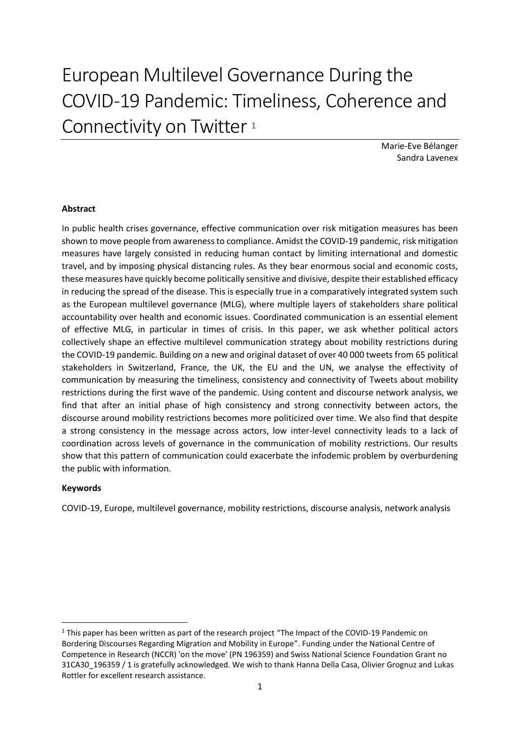# European Multilevel Governance During the COVID-19 Pandemic: Timeliness, Coherence and Connectivity on Twitter [1]

Marie-Eve Bélanger
Sandra Lavenex

**Abstract**

In public health crises governance, effective communication over risk mitigation measures has been shown to move people from awareness to compliance. Amidst the COVID-19 pandemic, risk mitigation measures have largely consisted in reducing human contact by limiting international and domestic travel, and by imposing physical distancing rules. As they bear enormous social and economic costs, these measures have quickly become politically sensitive and divisive, despite their established efficacy in reducing the spread of the disease. This is especially true in a comparatively integrated system such as the European multilevel governance (MLG), where multiple layers of stakeholders share political accountability over health and economic issues. Coordinated communication is an essential element of effective MLG, in particular in times of crisis. In this paper, we ask whether political actors collectively shape an effective multilevel communication strategy about mobility restrictions during the COVID-19 pandemic. Building on a new and original dataset of over 40 000 tweets from 65 political stakeholders in Switzerland, France, the UK, the EU and the UN, we analyse the effectivity of communication by measuring the timeliness, consistency and connectivity of Tweets about mobility restrictions during the first wave of the pandemic. Using content and discourse network analysis, we find that after an initial phase of high consistency and strong connectivity between actors, the discourse around mobility restrictions becomes more politicized over time. We also find that despite a strong consistency in the message across actors, low inter-level connectivity leads to a lack of coordination across levels of governance in the communication of mobility restrictions. Our results show that this pattern of communication could exacerbate the infodemic problem by overburdening the public with information.

**Keywords**

COVID-19, Europe, multilevel governance, mobility restrictions, discourse analysis, network analysis

---

[1] This paper has been written as part of the research project "The Impact of the COVID-19 Pandemic on Bordering Discourses Regarding Migration and Mobility in Europe". Funding under the National Centre of Competence in Research (NCCR) 'on the move' (PN 196359) and Swiss National Science Foundation Grant no 31CA30_196359 / 1 is gratefully acknowledged. We wish to thank Hanna Della Casa, Olivier Grognuz and Lukas Rottler for excellent research assistance.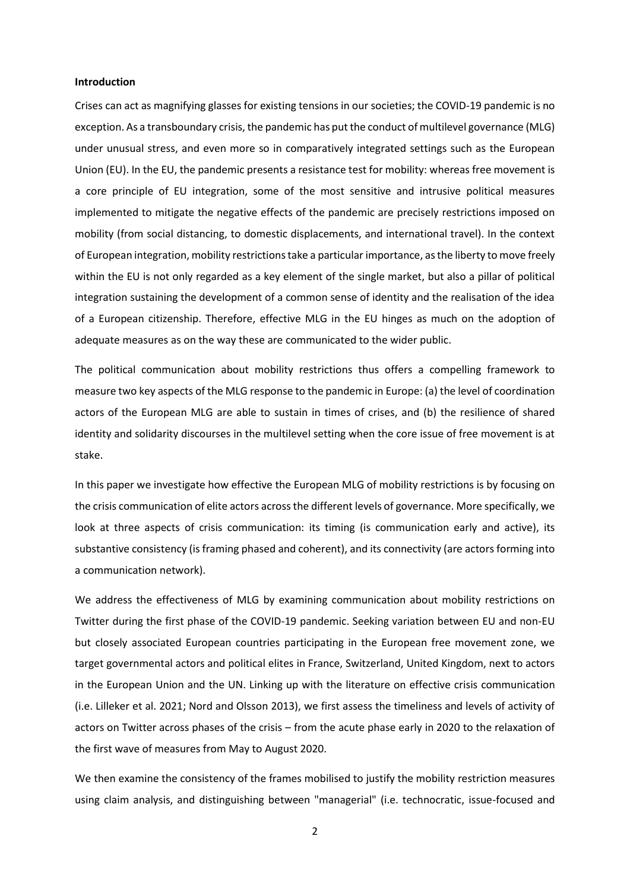**Introduction**

Crises can act as magnifying glasses for existing tensions in our societies; the COVID-19 pandemic is no exception. As a transboundary crisis, the pandemic has put the conduct of multilevel governance (MLG) under unusual stress, and even more so in comparatively integrated settings such as the European Union (EU). In the EU, the pandemic presents a resistance test for mobility: whereas free movement is a core principle of EU integration, some of the most sensitive and intrusive political measures implemented to mitigate the negative effects of the pandemic are precisely restrictions imposed on mobility (from social distancing, to domestic displacements, and international travel). In the context of European integration, mobility restrictions take a particular importance, as the liberty to move freely within the EU is not only regarded as a key element of the single market, but also a pillar of political integration sustaining the development of a common sense of identity and the realisation of the idea of a European citizenship. Therefore, effective MLG in the EU hinges as much on the adoption of adequate measures as on the way these are communicated to the wider public.

The political communication about mobility restrictions thus offers a compelling framework to measure two key aspects of the MLG response to the pandemic in Europe: (a) the level of coordination actors of the European MLG are able to sustain in times of crises, and (b) the resilience of shared identity and solidarity discourses in the multilevel setting when the core issue of free movement is at stake.

In this paper we investigate how effective the European MLG of mobility restrictions is by focusing on the crisis communication of elite actors across the different levels of governance. More specifically, we look at three aspects of crisis communication: its timing (is communication early and active), its substantive consistency (is framing phased and coherent), and its connectivity (are actors forming into a communication network).

We address the effectiveness of MLG by examining communication about mobility restrictions on Twitter during the first phase of the COVID-19 pandemic. Seeking variation between EU and non-EU but closely associated European countries participating in the European free movement zone, we target governmental actors and political elites in France, Switzerland, United Kingdom, next to actors in the European Union and the UN. Linking up with the literature on effective crisis communication (i.e. Lilleker et al. 2021; Nord and Olsson 2013), we first assess the timeliness and levels of activity of actors on Twitter across phases of the crisis – from the acute phase early in 2020 to the relaxation of the first wave of measures from May to August 2020.

We then examine the consistency of the frames mobilised to justify the mobility restriction measures using claim analysis, and distinguishing between "managerial" (i.e. technocratic, issue-focused and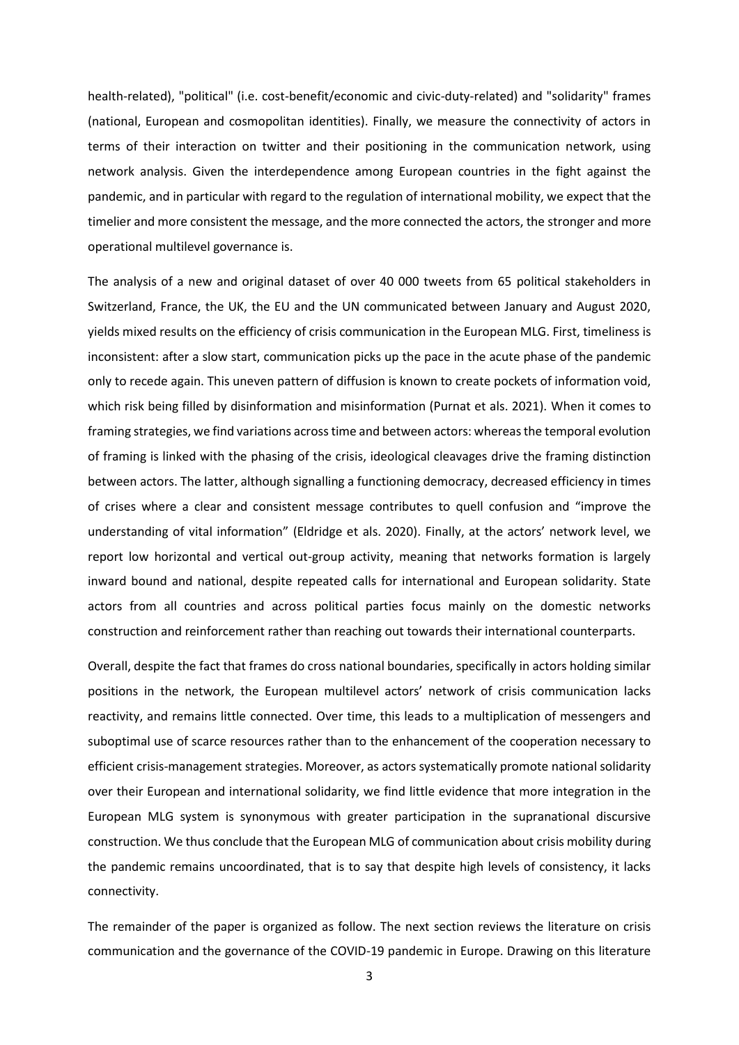health-related), "political" (i.e. cost-benefit/economic and civic-duty-related) and "solidarity" frames (national, European and cosmopolitan identities). Finally, we measure the connectivity of actors in terms of their interaction on twitter and their positioning in the communication network, using network analysis. Given the interdependence among European countries in the fight against the pandemic, and in particular with regard to the regulation of international mobility, we expect that the timelier and more consistent the message, and the more connected the actors, the stronger and more operational multilevel governance is.

The analysis of a new and original dataset of over 40 000 tweets from 65 political stakeholders in Switzerland, France, the UK, the EU and the UN communicated between January and August 2020, yields mixed results on the efficiency of crisis communication in the European MLG. First, timeliness is inconsistent: after a slow start, communication picks up the pace in the acute phase of the pandemic only to recede again. This uneven pattern of diffusion is known to create pockets of information void, which risk being filled by disinformation and misinformation (Purnat et als. 2021). When it comes to framing strategies, we find variations across time and between actors: whereas the temporal evolution of framing is linked with the phasing of the crisis, ideological cleavages drive the framing distinction between actors. The latter, although signalling a functioning democracy, decreased efficiency in times of crises where a clear and consistent message contributes to quell confusion and "improve the understanding of vital information" (Eldridge et als. 2020). Finally, at the actors' network level, we report low horizontal and vertical out-group activity, meaning that networks formation is largely inward bound and national, despite repeated calls for international and European solidarity. State actors from all countries and across political parties focus mainly on the domestic networks construction and reinforcement rather than reaching out towards their international counterparts.

Overall, despite the fact that frames do cross national boundaries, specifically in actors holding similar positions in the network, the European multilevel actors' network of crisis communication lacks reactivity, and remains little connected. Over time, this leads to a multiplication of messengers and suboptimal use of scarce resources rather than to the enhancement of the cooperation necessary to efficient crisis-management strategies. Moreover, as actors systematically promote national solidarity over their European and international solidarity, we find little evidence that more integration in the European MLG system is synonymous with greater participation in the supranational discursive construction. We thus conclude that the European MLG of communication about crisis mobility during the pandemic remains uncoordinated, that is to say that despite high levels of consistency, it lacks connectivity.

The remainder of the paper is organized as follow. The next section reviews the literature on crisis communication and the governance of the COVID-19 pandemic in Europe. Drawing on this literature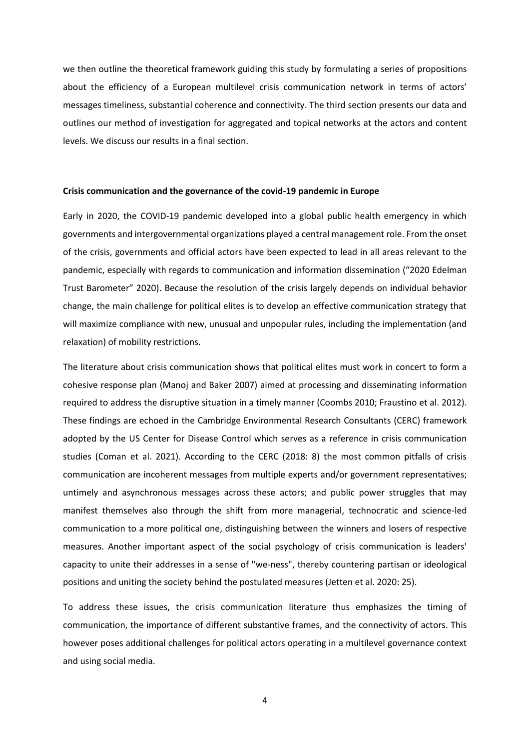we then outline the theoretical framework guiding this study by formulating a series of propositions about the efficiency of a European multilevel crisis communication network in terms of actors' messages timeliness, substantial coherence and connectivity. The third section presents our data and outlines our method of investigation for aggregated and topical networks at the actors and content levels. We discuss our results in a final section.

## Crisis communication and the governance of the covid-19 pandemic in Europe

Early in 2020, the COVID-19 pandemic developed into a global public health emergency in which governments and intergovernmental organizations played a central management role. From the onset of the crisis, governments and official actors have been expected to lead in all areas relevant to the pandemic, especially with regards to communication and information dissemination ("2020 Edelman Trust Barometer" 2020). Because the resolution of the crisis largely depends on individual behavior change, the main challenge for political elites is to develop an effective communication strategy that will maximize compliance with new, unusual and unpopular rules, including the implementation (and relaxation) of mobility restrictions.

The literature about crisis communication shows that political elites must work in concert to form a cohesive response plan (Manoj and Baker 2007) aimed at processing and disseminating information required to address the disruptive situation in a timely manner (Coombs 2010; Fraustino et al. 2012). These findings are echoed in the Cambridge Environmental Research Consultants (CERC) framework adopted by the US Center for Disease Control which serves as a reference in crisis communication studies (Coman et al. 2021). According to the CERC (2018: 8) the most common pitfalls of crisis communication are incoherent messages from multiple experts and/or government representatives; untimely and asynchronous messages across these actors; and public power struggles that may manifest themselves also through the shift from more managerial, technocratic and science-led communication to a more political one, distinguishing between the winners and losers of respective measures. Another important aspect of the social psychology of crisis communication is leaders' capacity to unite their addresses in a sense of "we-ness", thereby countering partisan or ideological positions and uniting the society behind the postulated measures (Jetten et al. 2020: 25).

To address these issues, the crisis communication literature thus emphasizes the timing of communication, the importance of different substantive frames, and the connectivity of actors. This however poses additional challenges for political actors operating in a multilevel governance context and using social media.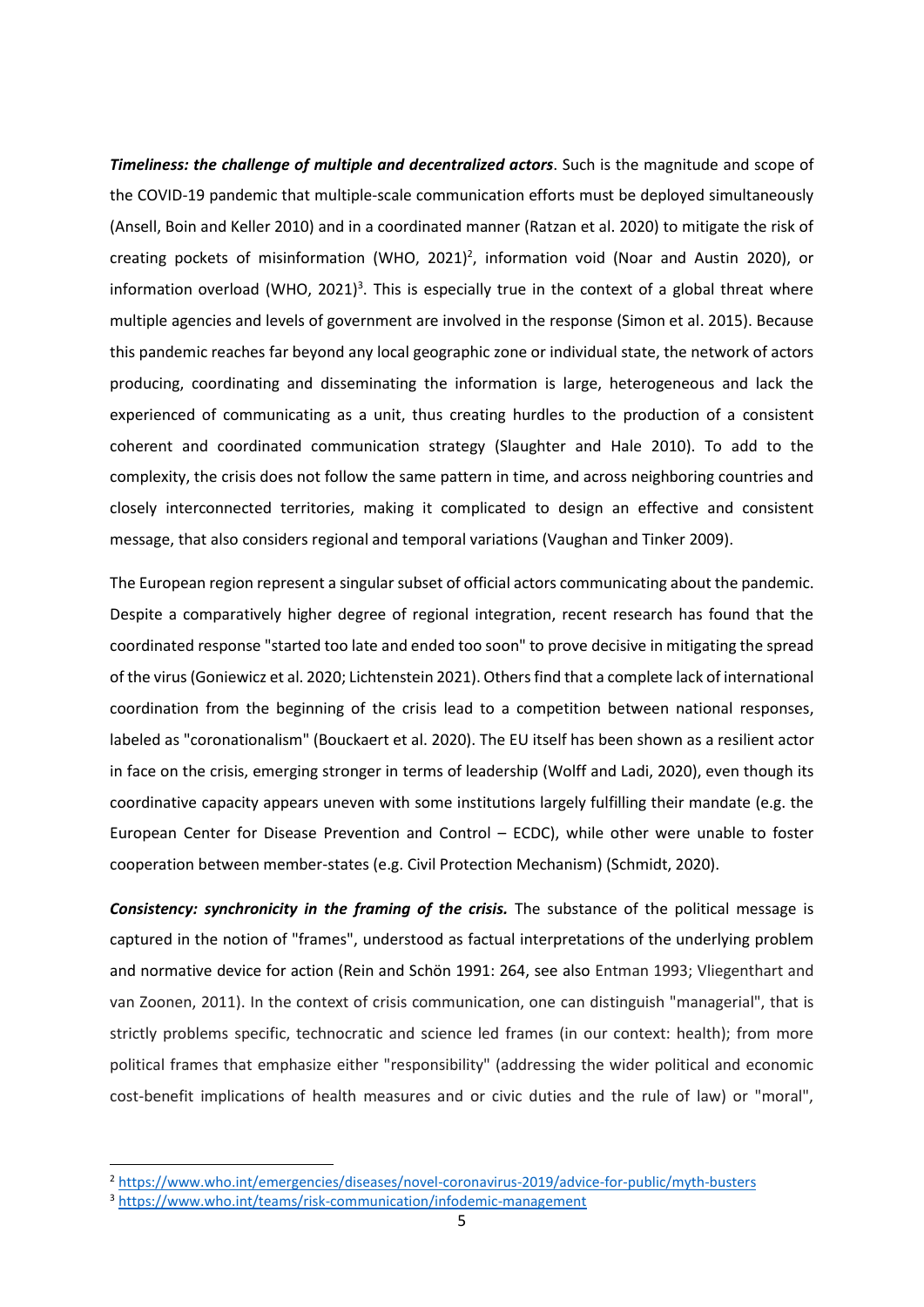***Timeliness: the challenge of multiple and decentralized actors***. Such is the magnitude and scope of the COVID-19 pandemic that multiple-scale communication efforts must be deployed simultaneously (Ansell, Boin and Keller 2010) and in a coordinated manner (Ratzan et al. 2020) to mitigate the risk of creating pockets of misinformation (WHO, 2021)[2], information void (Noar and Austin 2020), or information overload (WHO, 2021)[3]. This is especially true in the context of a global threat where multiple agencies and levels of government are involved in the response (Simon et al. 2015). Because this pandemic reaches far beyond any local geographic zone or individual state, the network of actors producing, coordinating and disseminating the information is large, heterogeneous and lack the experienced of communicating as a unit, thus creating hurdles to the production of a consistent coherent and coordinated communication strategy (Slaughter and Hale 2010). To add to the complexity, the crisis does not follow the same pattern in time, and across neighboring countries and closely interconnected territories, making it complicated to design an effective and consistent message, that also considers regional and temporal variations (Vaughan and Tinker 2009).

The European region represent a singular subset of official actors communicating about the pandemic. Despite a comparatively higher degree of regional integration, recent research has found that the coordinated response "started too late and ended too soon" to prove decisive in mitigating the spread of the virus (Goniewicz et al. 2020; Lichtenstein 2021). Others find that a complete lack of international coordination from the beginning of the crisis lead to a competition between national responses, labeled as "coronationalism" (Bouckaert et al. 2020). The EU itself has been shown as a resilient actor in face on the crisis, emerging stronger in terms of leadership (Wolff and Ladi, 2020), even though its coordinative capacity appears uneven with some institutions largely fulfilling their mandate (e.g. the European Center for Disease Prevention and Control – ECDC), while other were unable to foster cooperation between member-states (e.g. Civil Protection Mechanism) (Schmidt, 2020).

***Consistency: synchronicity in the framing of the crisis.*** The substance of the political message is captured in the notion of "frames", understood as factual interpretations of the underlying problem and normative device for action (Rein and Schön 1991: 264, see also Entman 1993; Vliegenthart and van Zoonen, 2011). In the context of crisis communication, one can distinguish "managerial", that is strictly problems specific, technocratic and science led frames (in our context: health); from more political frames that emphasize either "responsibility" (addressing the wider political and economic cost-benefit implications of health measures and or civic duties and the rule of law) or "moral",

---

[2] https://www.who.int/emergencies/diseases/novel-coronavirus-2019/advice-for-public/myth-busters

[3] https://www.who.int/teams/risk-communication/infodemic-management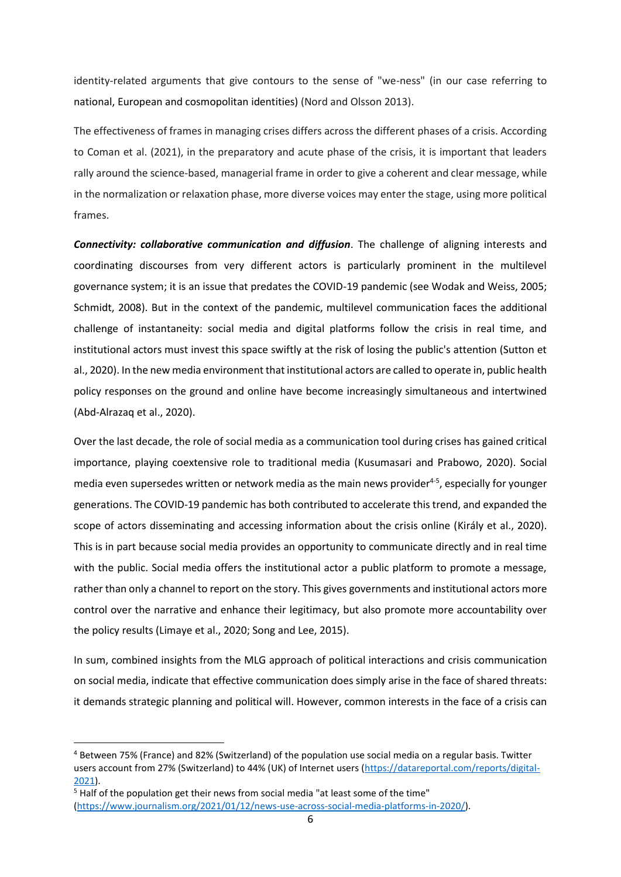identity-related arguments that give contours to the sense of "we-ness" (in our case referring to national, European and cosmopolitan identities) (Nord and Olsson 2013).

The effectiveness of frames in managing crises differs across the different phases of a crisis. According to Coman et al. (2021), in the preparatory and acute phase of the crisis, it is important that leaders rally around the science-based, managerial frame in order to give a coherent and clear message, while in the normalization or relaxation phase, more diverse voices may enter the stage, using more political frames.

***Connectivity: collaborative communication and diffusion***. The challenge of aligning interests and coordinating discourses from very different actors is particularly prominent in the multilevel governance system; it is an issue that predates the COVID-19 pandemic (see Wodak and Weiss, 2005; Schmidt, 2008). But in the context of the pandemic, multilevel communication faces the additional challenge of instantaneity: social media and digital platforms follow the crisis in real time, and institutional actors must invest this space swiftly at the risk of losing the public's attention (Sutton et al., 2020). In the new media environment that institutional actors are called to operate in, public health policy responses on the ground and online have become increasingly simultaneous and intertwined (Abd-Alrazaq et al., 2020).

Over the last decade, the role of social media as a communication tool during crises has gained critical importance, playing coextensive role to traditional media (Kusumasari and Prabowo, 2020). Social media even supersedes written or network media as the main news provider[4-5], especially for younger generations. The COVID-19 pandemic has both contributed to accelerate this trend, and expanded the scope of actors disseminating and accessing information about the crisis online (Király et al., 2020). This is in part because social media provides an opportunity to communicate directly and in real time with the public. Social media offers the institutional actor a public platform to promote a message, rather than only a channel to report on the story. This gives governments and institutional actors more control over the narrative and enhance their legitimacy, but also promote more accountability over the policy results (Limaye et al., 2020; Song and Lee, 2015).

In sum, combined insights from the MLG approach of political interactions and crisis communication on social media, indicate that effective communication does simply arise in the face of shared threats: it demands strategic planning and political will. However, common interests in the face of a crisis can

---

[4] Between 75% (France) and 82% (Switzerland) of the population use social media on a regular basis. Twitter users account from 27% (Switzerland) to 44% (UK) of Internet users (https://datareportal.com/reports/digital-2021).

[5] Half of the population get their news from social media "at least some of the time" (https://www.journalism.org/2021/01/12/news-use-across-social-media-platforms-in-2020/).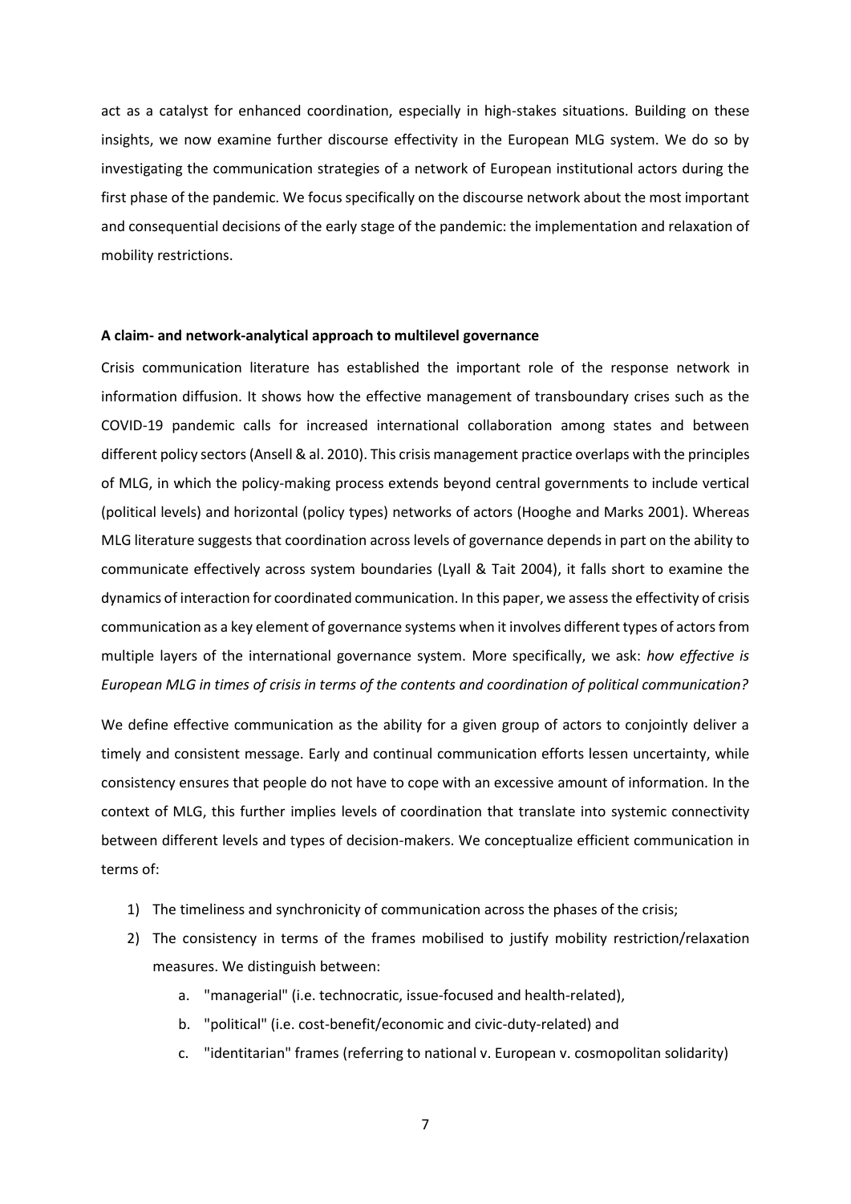act as a catalyst for enhanced coordination, especially in high-stakes situations. Building on these insights, we now examine further discourse effectivity in the European MLG system. We do so by investigating the communication strategies of a network of European institutional actors during the first phase of the pandemic. We focus specifically on the discourse network about the most important and consequential decisions of the early stage of the pandemic: the implementation and relaxation of mobility restrictions.

**A claim- and network-analytical approach to multilevel governance**

Crisis communication literature has established the important role of the response network in information diffusion. It shows how the effective management of transboundary crises such as the COVID-19 pandemic calls for increased international collaboration among states and between different policy sectors (Ansell & al. 2010). This crisis management practice overlaps with the principles of MLG, in which the policy-making process extends beyond central governments to include vertical (political levels) and horizontal (policy types) networks of actors (Hooghe and Marks 2001). Whereas MLG literature suggests that coordination across levels of governance depends in part on the ability to communicate effectively across system boundaries (Lyall & Tait 2004), it falls short to examine the dynamics of interaction for coordinated communication. In this paper, we assess the effectivity of crisis communication as a key element of governance systems when it involves different types of actors from multiple layers of the international governance system. More specifically, we ask: *how effective is European MLG in times of crisis in terms of the contents and coordination of political communication?*

We define effective communication as the ability for a given group of actors to conjointly deliver a timely and consistent message. Early and continual communication efforts lessen uncertainty, while consistency ensures that people do not have to cope with an excessive amount of information. In the context of MLG, this further implies levels of coordination that translate into systemic connectivity between different levels and types of decision-makers. We conceptualize efficient communication in terms of:

1) The timeliness and synchronicity of communication across the phases of the crisis;
2) The consistency in terms of the frames mobilised to justify mobility restriction/relaxation measures. We distinguish between:
    a. "managerial" (i.e. technocratic, issue-focused and health-related),
    b. "political" (i.e. cost-benefit/economic and civic-duty-related) and
    c. "identitarian" frames (referring to national v. European v. cosmopolitan solidarity)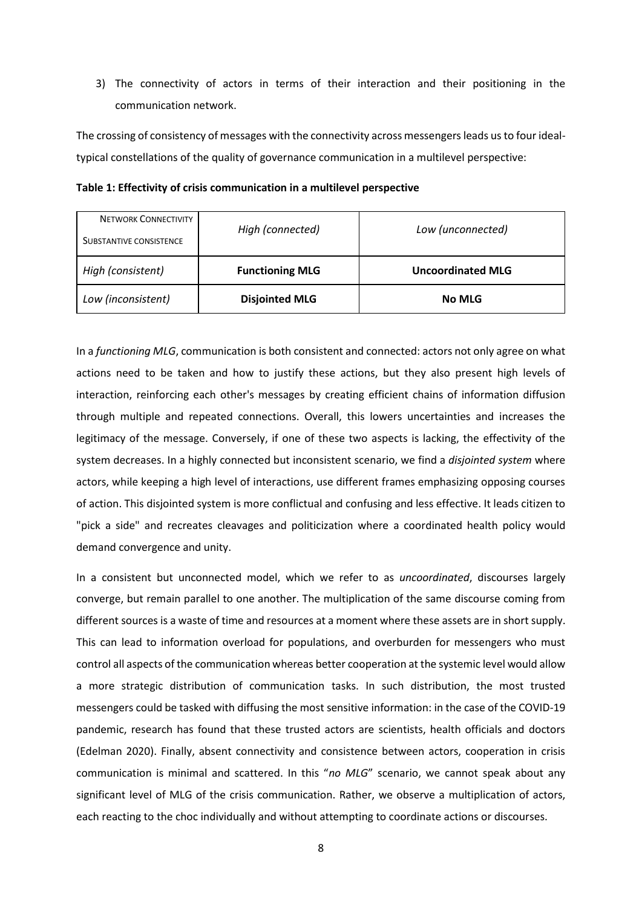3) The connectivity of actors in terms of their interaction and their positioning in the communication network.

The crossing of consistency of messages with the connectivity across messengers leads us to four ideal-typical constellations of the quality of governance communication in a multilevel perspective:

**Table 1: Effectivity of crisis communication in a multilevel perspective**

| NETWORK CONNECTIVITY / SUBSTANTIVE CONSISTENCE | *High (connected)* | *Low (unconnected)* |
|---|---|---|
| *High (consistent)* | **Functioning MLG** | **Uncoordinated MLG** |
| *Low (inconsistent)* | **Disjointed MLG** | **No MLG** |

In a *functioning MLG*, communication is both consistent and connected: actors not only agree on what actions need to be taken and how to justify these actions, but they also present high levels of interaction, reinforcing each other's messages by creating efficient chains of information diffusion through multiple and repeated connections. Overall, this lowers uncertainties and increases the legitimacy of the message. Conversely, if one of these two aspects is lacking, the effectivity of the system decreases. In a highly connected but inconsistent scenario, we find a *disjointed system* where actors, while keeping a high level of interactions, use different frames emphasizing opposing courses of action. This disjointed system is more conflictual and confusing and less effective. It leads citizen to "pick a side" and recreates cleavages and politicization where a coordinated health policy would demand convergence and unity.

In a consistent but unconnected model, which we refer to as *uncoordinated*, discourses largely converge, but remain parallel to one another. The multiplication of the same discourse coming from different sources is a waste of time and resources at a moment where these assets are in short supply. This can lead to information overload for populations, and overburden for messengers who must control all aspects of the communication whereas better cooperation at the systemic level would allow a more strategic distribution of communication tasks. In such distribution, the most trusted messengers could be tasked with diffusing the most sensitive information: in the case of the COVID-19 pandemic, research has found that these trusted actors are scientists, health officials and doctors (Edelman 2020). Finally, absent connectivity and consistence between actors, cooperation in crisis communication is minimal and scattered. In this "*no MLG*" scenario, we cannot speak about any significant level of MLG of the crisis communication. Rather, we observe a multiplication of actors, each reacting to the choc individually and without attempting to coordinate actions or discourses.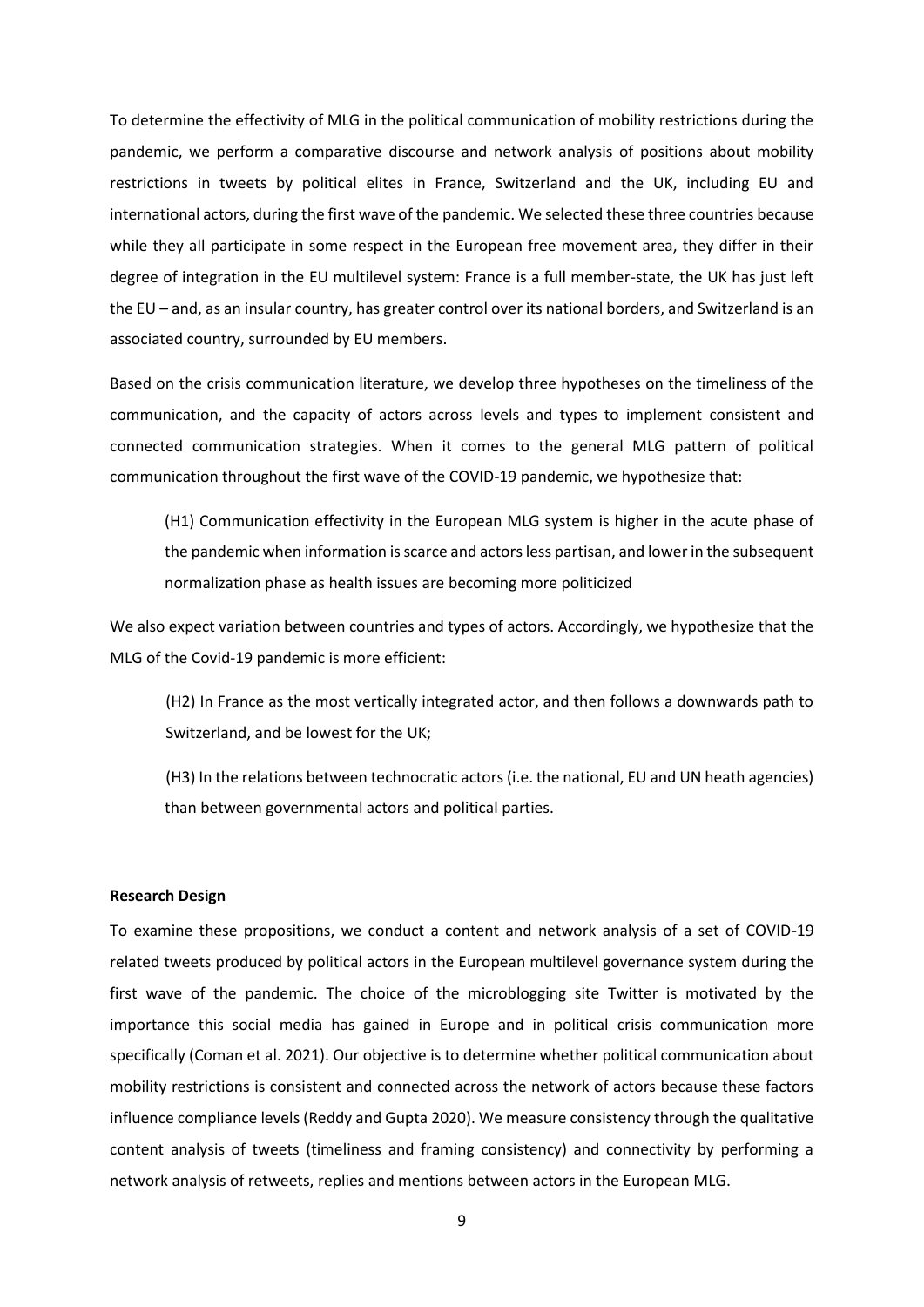To determine the effectivity of MLG in the political communication of mobility restrictions during the pandemic, we perform a comparative discourse and network analysis of positions about mobility restrictions in tweets by political elites in France, Switzerland and the UK, including EU and international actors, during the first wave of the pandemic. We selected these three countries because while they all participate in some respect in the European free movement area, they differ in their degree of integration in the EU multilevel system: France is a full member-state, the UK has just left the EU – and, as an insular country, has greater control over its national borders, and Switzerland is an associated country, surrounded by EU members.

Based on the crisis communication literature, we develop three hypotheses on the timeliness of the communication, and the capacity of actors across levels and types to implement consistent and connected communication strategies. When it comes to the general MLG pattern of political communication throughout the first wave of the COVID-19 pandemic, we hypothesize that:

> (H1) Communication effectivity in the European MLG system is higher in the acute phase of the pandemic when information is scarce and actors less partisan, and lower in the subsequent normalization phase as health issues are becoming more politicized

We also expect variation between countries and types of actors. Accordingly, we hypothesize that the MLG of the Covid-19 pandemic is more efficient:

> (H2) In France as the most vertically integrated actor, and then follows a downwards path to Switzerland, and be lowest for the UK;
>
> (H3) In the relations between technocratic actors (i.e. the national, EU and UN heath agencies) than between governmental actors and political parties.

**Research Design**

To examine these propositions, we conduct a content and network analysis of a set of COVID-19 related tweets produced by political actors in the European multilevel governance system during the first wave of the pandemic. The choice of the microblogging site Twitter is motivated by the importance this social media has gained in Europe and in political crisis communication more specifically (Coman et al. 2021). Our objective is to determine whether political communication about mobility restrictions is consistent and connected across the network of actors because these factors influence compliance levels (Reddy and Gupta 2020). We measure consistency through the qualitative content analysis of tweets (timeliness and framing consistency) and connectivity by performing a network analysis of retweets, replies and mentions between actors in the European MLG.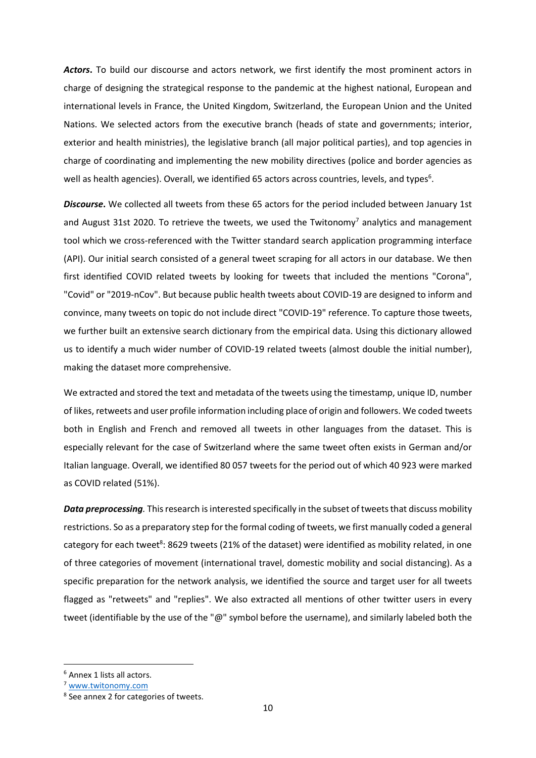***Actors*.** To build our discourse and actors network, we first identify the most prominent actors in charge of designing the strategical response to the pandemic at the highest national, European and international levels in France, the United Kingdom, Switzerland, the European Union and the United Nations. We selected actors from the executive branch (heads of state and governments; interior, exterior and health ministries), the legislative branch (all major political parties), and top agencies in charge of coordinating and implementing the new mobility directives (police and border agencies as well as health agencies). Overall, we identified 65 actors across countries, levels, and types[6].

***Discourse*.** We collected all tweets from these 65 actors for the period included between January 1st and August 31st 2020. To retrieve the tweets, we used the Twitonomy[7] analytics and management tool which we cross-referenced with the Twitter standard search application programming interface (API). Our initial search consisted of a general tweet scraping for all actors in our database. We then first identified COVID related tweets by looking for tweets that included the mentions "Corona", "Covid" or "2019-nCov". But because public health tweets about COVID-19 are designed to inform and convince, many tweets on topic do not include direct "COVID-19" reference. To capture those tweets, we further built an extensive search dictionary from the empirical data. Using this dictionary allowed us to identify a much wider number of COVID-19 related tweets (almost double the initial number), making the dataset more comprehensive.

We extracted and stored the text and metadata of the tweets using the timestamp, unique ID, number of likes, retweets and user profile information including place of origin and followers. We coded tweets both in English and French and removed all tweets in other languages from the dataset. This is especially relevant for the case of Switzerland where the same tweet often exists in German and/or Italian language. Overall, we identified 80 057 tweets for the period out of which 40 923 were marked as COVID related (51%).

***Data preprocessing*.** This research is interested specifically in the subset of tweets that discuss mobility restrictions. So as a preparatory step for the formal coding of tweets, we first manually coded a general category for each tweet[8]: 8629 tweets (21% of the dataset) were identified as mobility related, in one of three categories of movement (international travel, domestic mobility and social distancing). As a specific preparation for the network analysis, we identified the source and target user for all tweets flagged as "retweets" and "replies". We also extracted all mentions of other twitter users in every tweet (identifiable by the use of the "@" symbol before the username), and similarly labeled both the

---

[6] Annex 1 lists all actors.

[7] www.twitonomy.com

[8] See annex 2 for categories of tweets.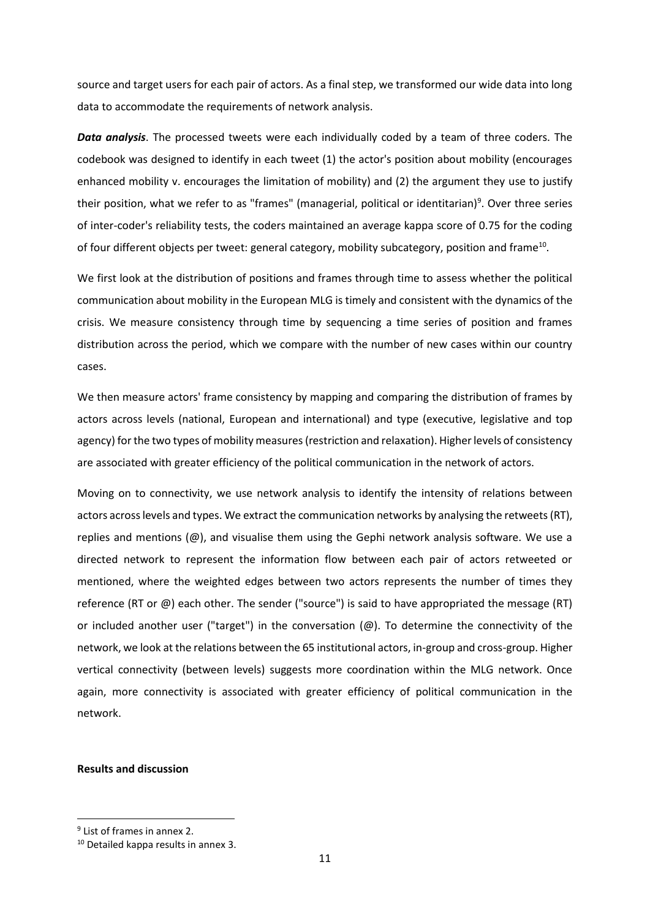source and target users for each pair of actors. As a final step, we transformed our wide data into long data to accommodate the requirements of network analysis.

***Data analysis***. The processed tweets were each individually coded by a team of three coders. The codebook was designed to identify in each tweet (1) the actor's position about mobility (encourages enhanced mobility v. encourages the limitation of mobility) and (2) the argument they use to justify their position, what we refer to as "frames" (managerial, political or identitarian)[9]. Over three series of inter-coder's reliability tests, the coders maintained an average kappa score of 0.75 for the coding of four different objects per tweet: general category, mobility subcategory, position and frame[10].

We first look at the distribution of positions and frames through time to assess whether the political communication about mobility in the European MLG is timely and consistent with the dynamics of the crisis. We measure consistency through time by sequencing a time series of position and frames distribution across the period, which we compare with the number of new cases within our country cases.

We then measure actors' frame consistency by mapping and comparing the distribution of frames by actors across levels (national, European and international) and type (executive, legislative and top agency) for the two types of mobility measures (restriction and relaxation). Higher levels of consistency are associated with greater efficiency of the political communication in the network of actors.

Moving on to connectivity, we use network analysis to identify the intensity of relations between actors across levels and types. We extract the communication networks by analysing the retweets (RT), replies and mentions (@), and visualise them using the Gephi network analysis software. We use a directed network to represent the information flow between each pair of actors retweeted or mentioned, where the weighted edges between two actors represents the number of times they reference (RT or @) each other. The sender ("source") is said to have appropriated the message (RT) or included another user ("target") in the conversation (@). To determine the connectivity of the network, we look at the relations between the 65 institutional actors, in-group and cross-group. Higher vertical connectivity (between levels) suggests more coordination within the MLG network. Once again, more connectivity is associated with greater efficiency of political communication in the network.

**Results and discussion**

---

[9] List of frames in annex 2.

[10] Detailed kappa results in annex 3.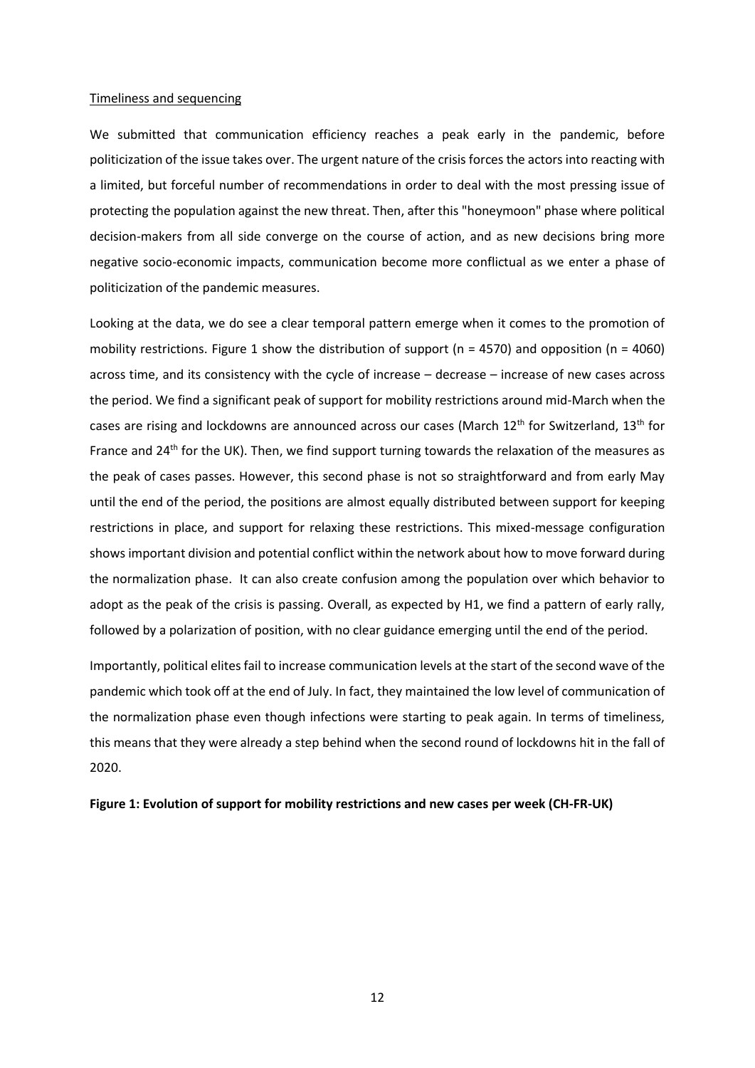Timeliness and sequencing

We submitted that communication efficiency reaches a peak early in the pandemic, before politicization of the issue takes over. The urgent nature of the crisis forces the actors into reacting with a limited, but forceful number of recommendations in order to deal with the most pressing issue of protecting the population against the new threat. Then, after this "honeymoon" phase where political decision-makers from all side converge on the course of action, and as new decisions bring more negative socio-economic impacts, communication become more conflictual as we enter a phase of politicization of the pandemic measures.

Looking at the data, we do see a clear temporal pattern emerge when it comes to the promotion of mobility restrictions. Figure 1 show the distribution of support (n = 4570) and opposition (n = 4060) across time, and its consistency with the cycle of increase – decrease – increase of new cases across the period. We find a significant peak of support for mobility restrictions around mid-March when the cases are rising and lockdowns are announced across our cases (March 12th for Switzerland, 13th for France and 24th for the UK). Then, we find support turning towards the relaxation of the measures as the peak of cases passes. However, this second phase is not so straightforward and from early May until the end of the period, the positions are almost equally distributed between support for keeping restrictions in place, and support for relaxing these restrictions. This mixed-message configuration shows important division and potential conflict within the network about how to move forward during the normalization phase. It can also create confusion among the population over which behavior to adopt as the peak of the crisis is passing. Overall, as expected by H1, we find a pattern of early rally, followed by a polarization of position, with no clear guidance emerging until the end of the period.

Importantly, political elites fail to increase communication levels at the start of the second wave of the pandemic which took off at the end of July. In fact, they maintained the low level of communication of the normalization phase even though infections were starting to peak again. In terms of timeliness, this means that they were already a step behind when the second round of lockdowns hit in the fall of 2020.

**Figure 1: Evolution of support for mobility restrictions and new cases per week (CH-FR-UK)**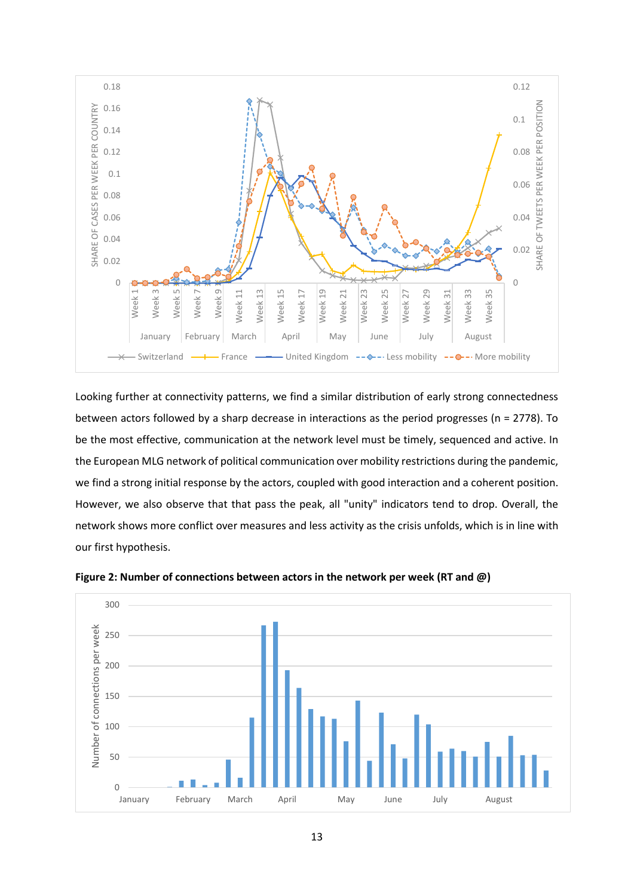Looking further at connectivity patterns, we find a similar distribution of early strong connectedness between actors followed by a sharp decrease in interactions as the period progresses (n = 2778). To be the most effective, communication at the network level must be timely, sequenced and active. In the European MLG network of political communication over mobility restrictions during the pandemic, we find a strong initial response by the actors, coupled with good interaction and a coherent position. However, we also observe that that pass the peak, all "unity" indicators tend to drop. Overall, the network shows more conflict over measures and less activity as the crisis unfolds, which is in line with our first hypothesis.

**Figure 2: Number of connections between actors in the network per week (RT and @)**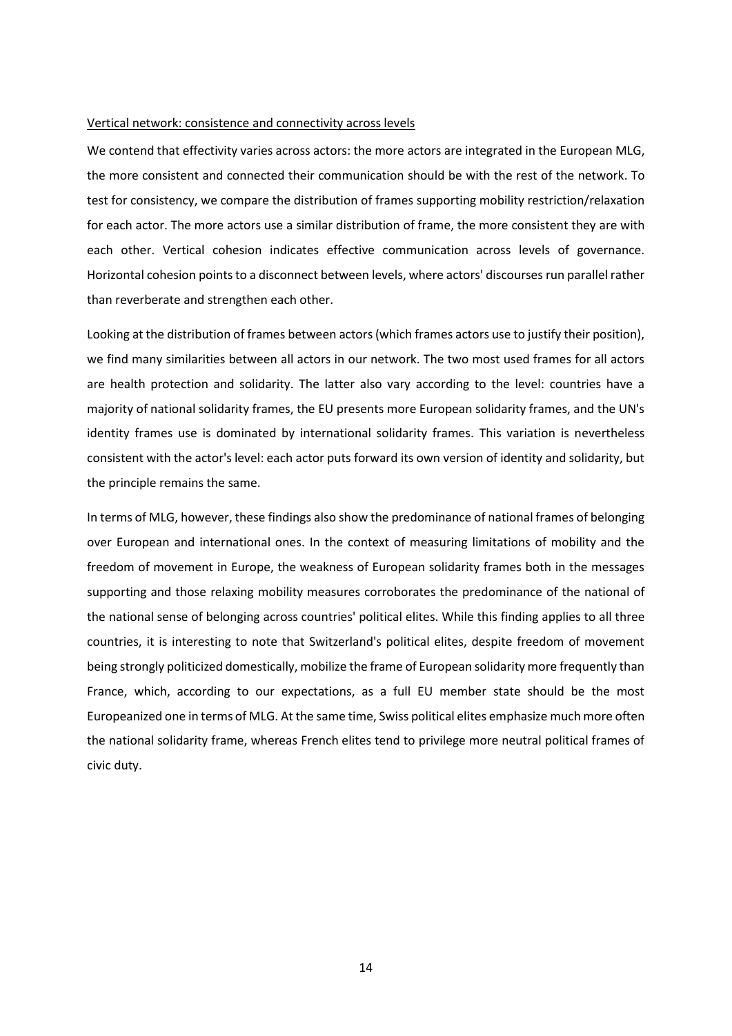Vertical network: consistence and connectivity across levels

We contend that effectivity varies across actors: the more actors are integrated in the European MLG, the more consistent and connected their communication should be with the rest of the network. To test for consistency, we compare the distribution of frames supporting mobility restriction/relaxation for each actor. The more actors use a similar distribution of frame, the more consistent they are with each other. Vertical cohesion indicates effective communication across levels of governance. Horizontal cohesion points to a disconnect between levels, where actors' discourses run parallel rather than reverberate and strengthen each other.

Looking at the distribution of frames between actors (which frames actors use to justify their position), we find many similarities between all actors in our network. The two most used frames for all actors are health protection and solidarity. The latter also vary according to the level: countries have a majority of national solidarity frames, the EU presents more European solidarity frames, and the UN's identity frames use is dominated by international solidarity frames. This variation is nevertheless consistent with the actor's level: each actor puts forward its own version of identity and solidarity, but the principle remains the same.

In terms of MLG, however, these findings also show the predominance of national frames of belonging over European and international ones. In the context of measuring limitations of mobility and the freedom of movement in Europe, the weakness of European solidarity frames both in the messages supporting and those relaxing mobility measures corroborates the predominance of the national of the national sense of belonging across countries' political elites. While this finding applies to all three countries, it is interesting to note that Switzerland's political elites, despite freedom of movement being strongly politicized domestically, mobilize the frame of European solidarity more frequently than France, which, according to our expectations, as a full EU member state should be the most Europeanized one in terms of MLG. At the same time, Swiss political elites emphasize much more often the national solidarity frame, whereas French elites tend to privilege more neutral political frames of civic duty.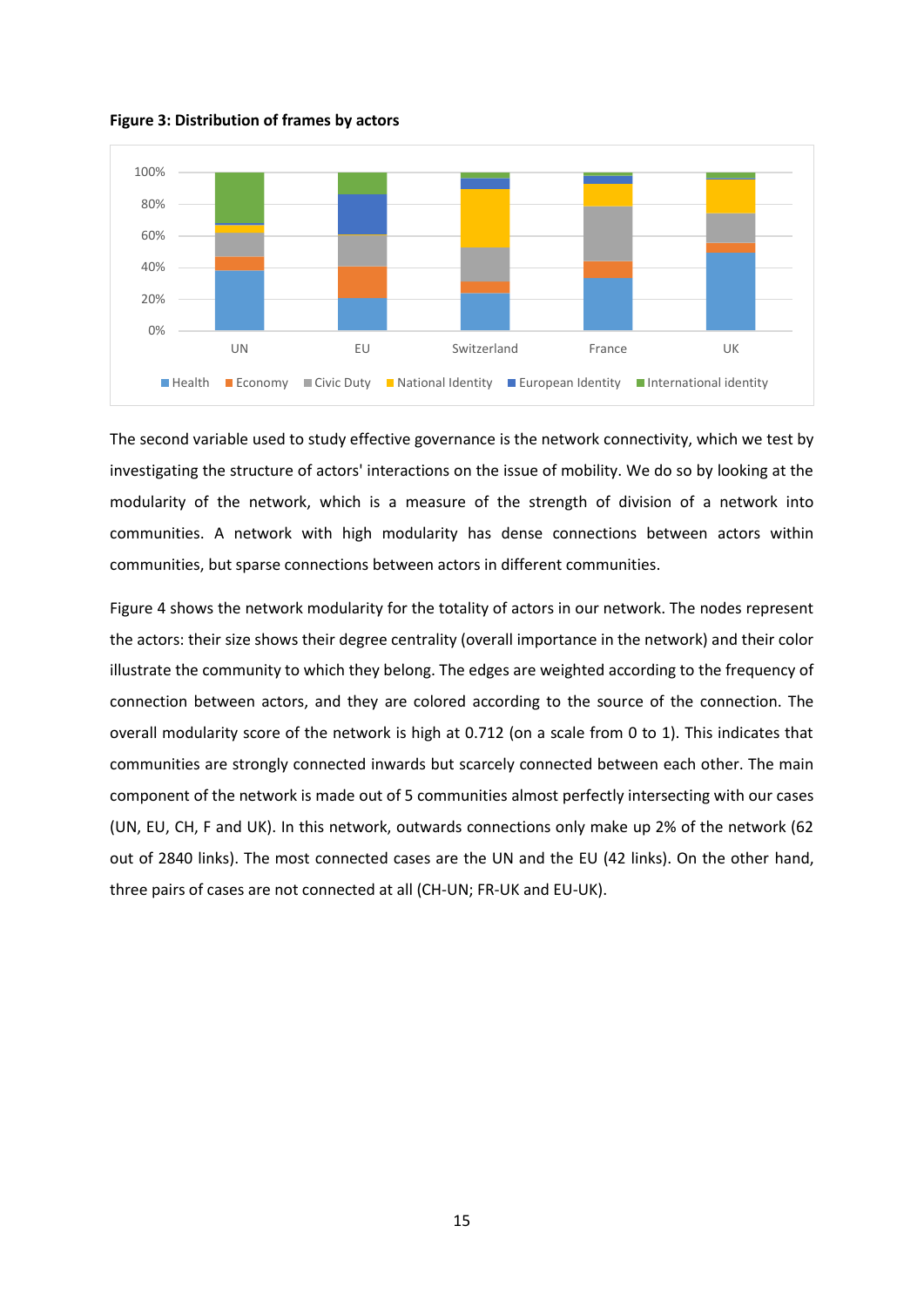**Figure 3: Distribution of frames by actors**

The second variable used to study effective governance is the network connectivity, which we test by investigating the structure of actors' interactions on the issue of mobility. We do so by looking at the modularity of the network, which is a measure of the strength of division of a network into communities. A network with high modularity has dense connections between actors within communities, but sparse connections between actors in different communities.

Figure 4 shows the network modularity for the totality of actors in our network. The nodes represent the actors: their size shows their degree centrality (overall importance in the network) and their color illustrate the community to which they belong. The edges are weighted according to the frequency of connection between actors, and they are colored according to the source of the connection. The overall modularity score of the network is high at 0.712 (on a scale from 0 to 1). This indicates that communities are strongly connected inwards but scarcely connected between each other. The main component of the network is made out of 5 communities almost perfectly intersecting with our cases (UN, EU, CH, F and UK). In this network, outwards connections only make up 2% of the network (62 out of 2840 links). The most connected cases are the UN and the EU (42 links). On the other hand, three pairs of cases are not connected at all (CH-UN; FR-UK and EU-UK).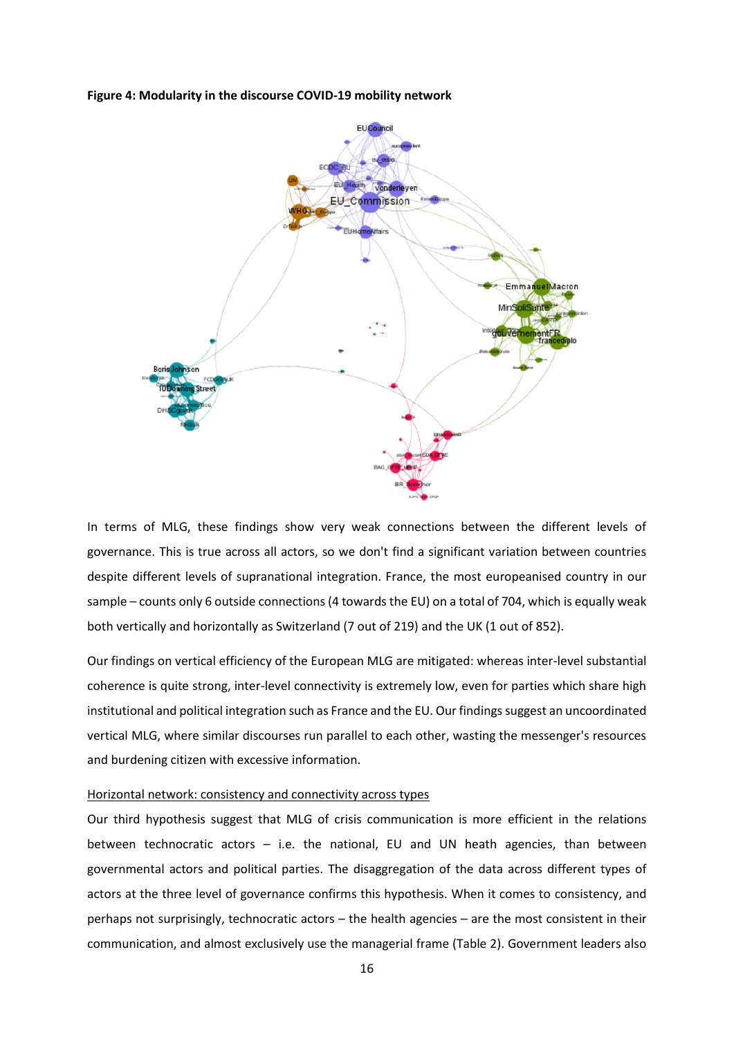**Figure 4: Modularity in the discourse COVID-19 mobility network**

In terms of MLG, these findings show very weak connections between the different levels of governance. This is true across all actors, so we don't find a significant variation between countries despite different levels of supranational integration. France, the most europeanised country in our sample – counts only 6 outside connections (4 towards the EU) on a total of 704, which is equally weak both vertically and horizontally as Switzerland (7 out of 219) and the UK (1 out of 852).

Our findings on vertical efficiency of the European MLG are mitigated: whereas inter-level substantial coherence is quite strong, inter-level connectivity is extremely low, even for parties which share high institutional and political integration such as France and the EU. Our findings suggest an uncoordinated vertical MLG, where similar discourses run parallel to each other, wasting the messenger's resources and burdening citizen with excessive information.

<u>Horizontal network: consistency and connectivity across types</u>

Our third hypothesis suggest that MLG of crisis communication is more efficient in the relations between technocratic actors – i.e. the national, EU and UN heath agencies, than between governmental actors and political parties. The disaggregation of the data across different types of actors at the three level of governance confirms this hypothesis. When it comes to consistency, and perhaps not surprisingly, technocratic actors – the health agencies – are the most consistent in their communication, and almost exclusively use the managerial frame (Table 2). Government leaders also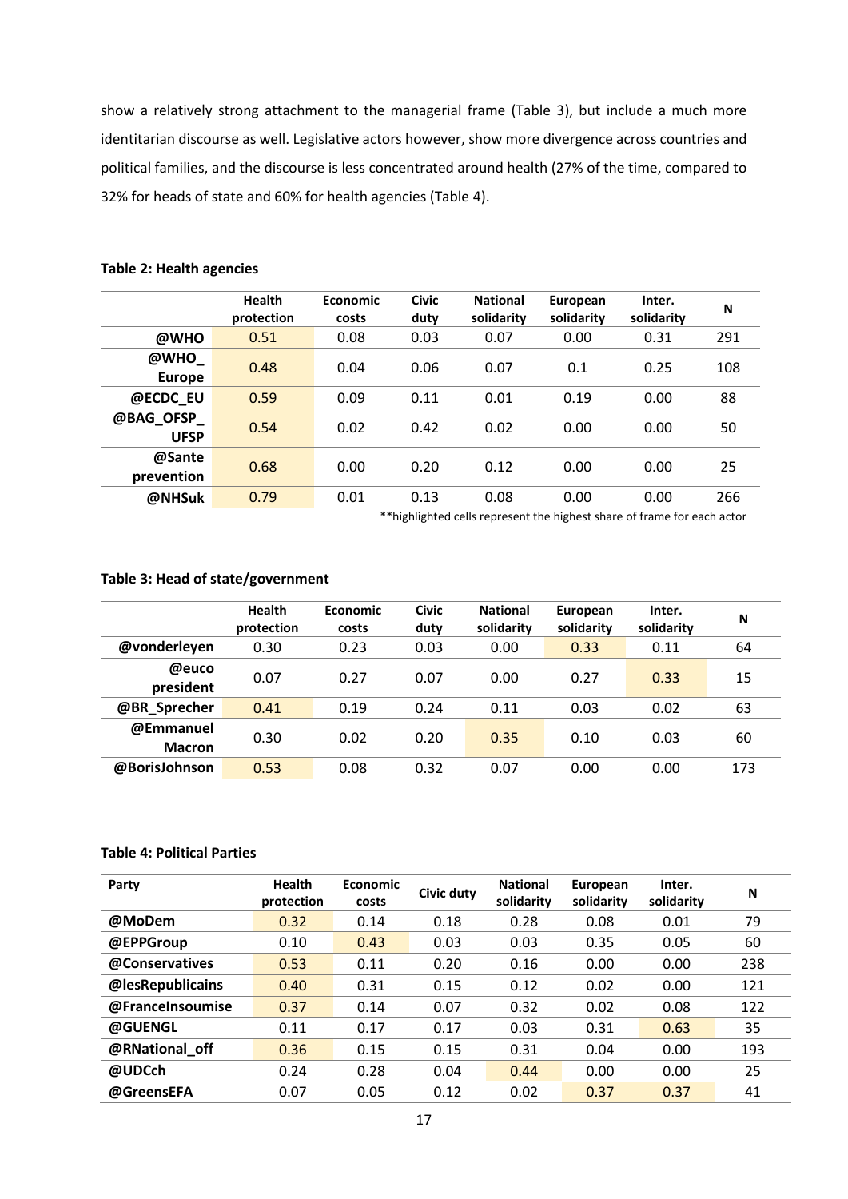show a relatively strong attachment to the managerial frame (Table 3), but include a much more identitarian discourse as well. Legislative actors however, show more divergence across countries and political families, and the discourse is less concentrated around health (27% of the time, compared to 32% for heads of state and 60% for health agencies (Table 4).

**Table 2: Health agencies**

| | Health protection | Economic costs | Civic duty | National solidarity | European solidarity | Inter. solidarity | N |
|---|---|---|---|---|---|---|---|
| **@WHO** | 0.51 | 0.08 | 0.03 | 0.07 | 0.00 | 0.31 | 291 |
| **@WHO_Europe** | 0.48 | 0.04 | 0.06 | 0.07 | 0.1 | 0.25 | 108 |
| **@ECDC_EU** | 0.59 | 0.09 | 0.11 | 0.01 | 0.19 | 0.00 | 88 |
| **@BAG_OFSP_UFSP** | 0.54 | 0.02 | 0.42 | 0.02 | 0.00 | 0.00 | 50 |
| **@Sante prevention** | 0.68 | 0.00 | 0.20 | 0.12 | 0.00 | 0.00 | 25 |
| **@NHSuk** | 0.79 | 0.01 | 0.13 | 0.08 | 0.00 | 0.00 | 266 |

**highlighted cells represent the highest share of frame for each actor

**Table 3: Head of state/government**

| | Health protection | Economic costs | Civic duty | National solidarity | European solidarity | Inter. solidarity | N |
|---|---|---|---|---|---|---|---|
| **@vonderleyen** | 0.30 | 0.23 | 0.03 | 0.00 | 0.33 | 0.11 | 64 |
| **@euco president** | 0.07 | 0.27 | 0.07 | 0.00 | 0.27 | 0.33 | 15 |
| **@BR_Sprecher** | 0.41 | 0.19 | 0.24 | 0.11 | 0.03 | 0.02 | 63 |
| **@Emmanuel Macron** | 0.30 | 0.02 | 0.20 | 0.35 | 0.10 | 0.03 | 60 |
| **@BorisJohnson** | 0.53 | 0.08 | 0.32 | 0.07 | 0.00 | 0.00 | 173 |

**Table 4: Political Parties**

| Party | Health protection | Economic costs | Civic duty | National solidarity | European solidarity | Inter. solidarity | N |
|---|---|---|---|---|---|---|---|
| **@MoDem** | 0.32 | 0.14 | 0.18 | 0.28 | 0.08 | 0.01 | 79 |
| **@EPPGroup** | 0.10 | 0.43 | 0.03 | 0.03 | 0.35 | 0.05 | 60 |
| **@Conservatives** | 0.53 | 0.11 | 0.20 | 0.16 | 0.00 | 0.00 | 238 |
| **@lesRepublicains** | 0.40 | 0.31 | 0.15 | 0.12 | 0.02 | 0.00 | 121 |
| **@FranceInsoumise** | 0.37 | 0.14 | 0.07 | 0.32 | 0.02 | 0.08 | 122 |
| **@GUENGL** | 0.11 | 0.17 | 0.17 | 0.03 | 0.31 | 0.63 | 35 |
| **@RNational_off** | 0.36 | 0.15 | 0.15 | 0.31 | 0.04 | 0.00 | 193 |
| **@UDCch** | 0.24 | 0.28 | 0.04 | 0.44 | 0.00 | 0.00 | 25 |
| **@GreensEFA** | 0.07 | 0.05 | 0.12 | 0.02 | 0.37 | 0.37 | 41 |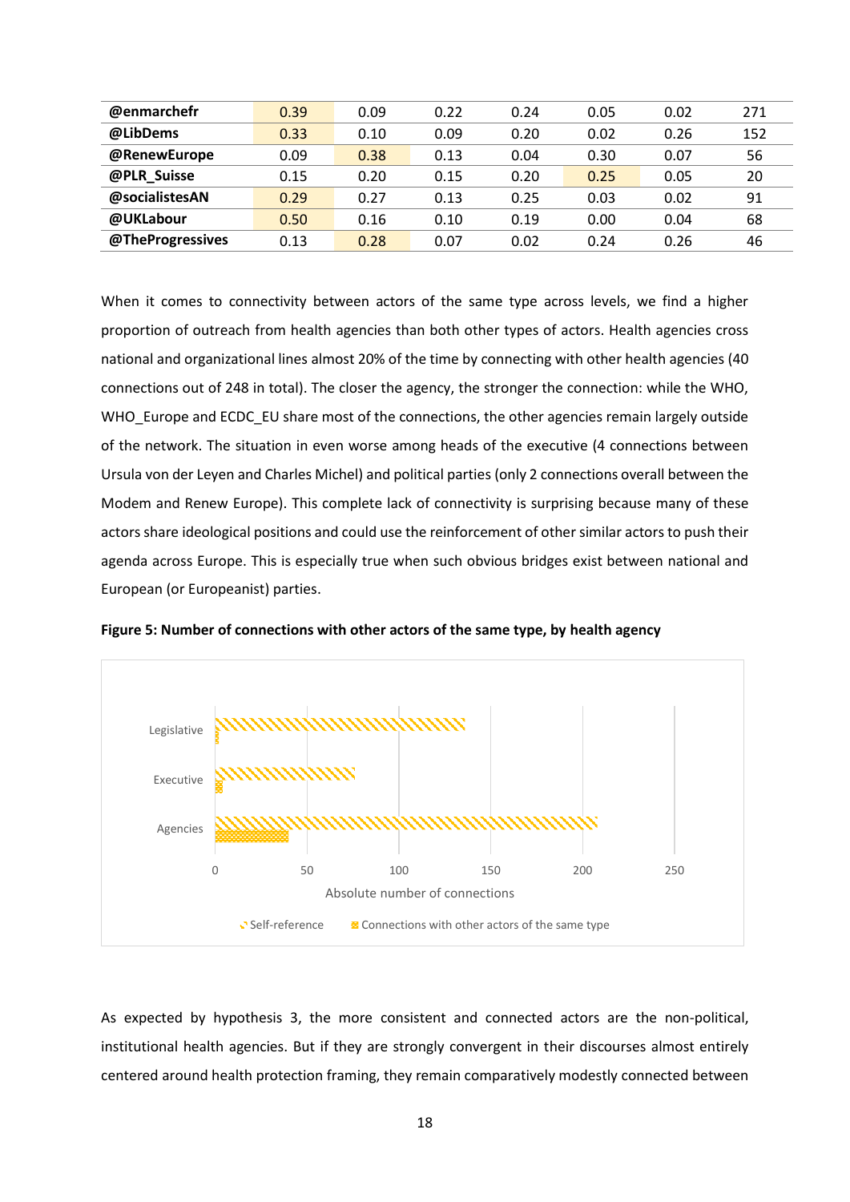| | | | | | | | |
|---|---|---|---|---|---|---|---|
| **@enmarchefr** | 0.39 | 0.09 | 0.22 | 0.24 | 0.05 | 0.02 | 271 |
| **@LibDems** | 0.33 | 0.10 | 0.09 | 0.20 | 0.02 | 0.26 | 152 |
| **@RenewEurope** | 0.09 | 0.38 | 0.13 | 0.04 | 0.30 | 0.07 | 56 |
| **@PLR_Suisse** | 0.15 | 0.20 | 0.15 | 0.20 | 0.25 | 0.05 | 20 |
| **@socialistesAN** | 0.29 | 0.27 | 0.13 | 0.25 | 0.03 | 0.02 | 91 |
| **@UKLabour** | 0.50 | 0.16 | 0.10 | 0.19 | 0.00 | 0.04 | 68 |
| **@TheProgressives** | 0.13 | 0.28 | 0.07 | 0.02 | 0.24 | 0.26 | 46 |

When it comes to connectivity between actors of the same type across levels, we find a higher proportion of outreach from health agencies than both other types of actors. Health agencies cross national and organizational lines almost 20% of the time by connecting with other health agencies (40 connections out of 248 in total). The closer the agency, the stronger the connection: while the WHO, WHO_Europe and ECDC_EU share most of the connections, the other agencies remain largely outside of the network. The situation in even worse among heads of the executive (4 connections between Ursula von der Leyen and Charles Michel) and political parties (only 2 connections overall between the Modem and Renew Europe). This complete lack of connectivity is surprising because many of these actors share ideological positions and could use the reinforcement of other similar actors to push their agenda across Europe. This is especially true when such obvious bridges exist between national and European (or Europeanist) parties.

**Figure 5: Number of connections with other actors of the same type, by health agency**

As expected by hypothesis 3, the more consistent and connected actors are the non-political, institutional health agencies. But if they are strongly convergent in their discourses almost entirely centered around health protection framing, they remain comparatively modestly connected between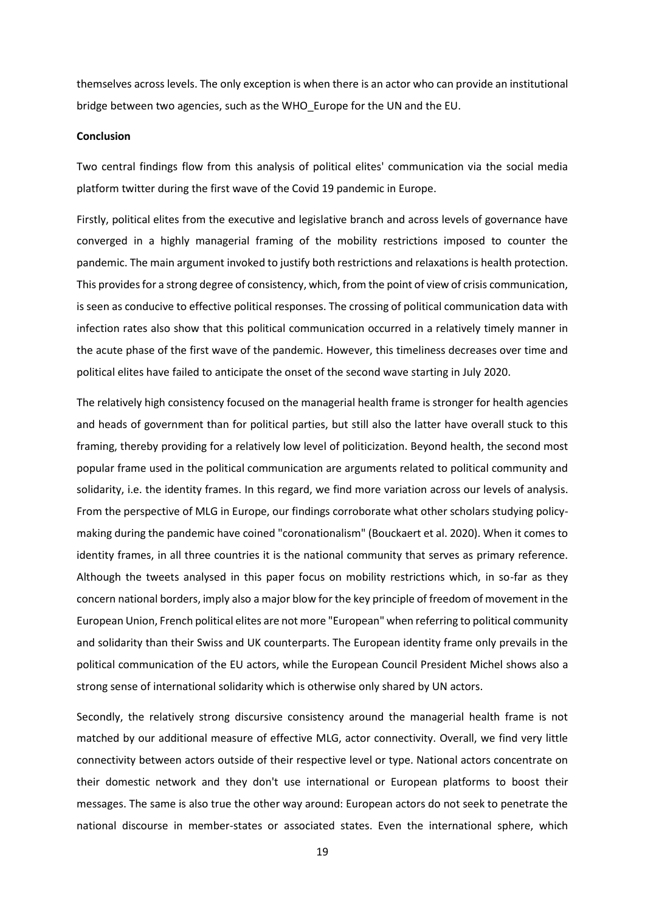themselves across levels. The only exception is when there is an actor who can provide an institutional bridge between two agencies, such as the WHO_Europe for the UN and the EU.

**Conclusion**

Two central findings flow from this analysis of political elites' communication via the social media platform twitter during the first wave of the Covid 19 pandemic in Europe.

Firstly, political elites from the executive and legislative branch and across levels of governance have converged in a highly managerial framing of the mobility restrictions imposed to counter the pandemic. The main argument invoked to justify both restrictions and relaxations is health protection. This provides for a strong degree of consistency, which, from the point of view of crisis communication, is seen as conducive to effective political responses. The crossing of political communication data with infection rates also show that this political communication occurred in a relatively timely manner in the acute phase of the first wave of the pandemic. However, this timeliness decreases over time and political elites have failed to anticipate the onset of the second wave starting in July 2020.

The relatively high consistency focused on the managerial health frame is stronger for health agencies and heads of government than for political parties, but still also the latter have overall stuck to this framing, thereby providing for a relatively low level of politicization. Beyond health, the second most popular frame used in the political communication are arguments related to political community and solidarity, i.e. the identity frames. In this regard, we find more variation across our levels of analysis. From the perspective of MLG in Europe, our findings corroborate what other scholars studying policy-making during the pandemic have coined "coronationalism" (Bouckaert et al. 2020). When it comes to identity frames, in all three countries it is the national community that serves as primary reference. Although the tweets analysed in this paper focus on mobility restrictions which, in so-far as they concern national borders, imply also a major blow for the key principle of freedom of movement in the European Union, French political elites are not more "European" when referring to political community and solidarity than their Swiss and UK counterparts. The European identity frame only prevails in the political communication of the EU actors, while the European Council President Michel shows also a strong sense of international solidarity which is otherwise only shared by UN actors.

Secondly, the relatively strong discursive consistency around the managerial health frame is not matched by our additional measure of effective MLG, actor connectivity. Overall, we find very little connectivity between actors outside of their respective level or type. National actors concentrate on their domestic network and they don't use international or European platforms to boost their messages. The same is also true the other way around: European actors do not seek to penetrate the national discourse in member-states or associated states. Even the international sphere, which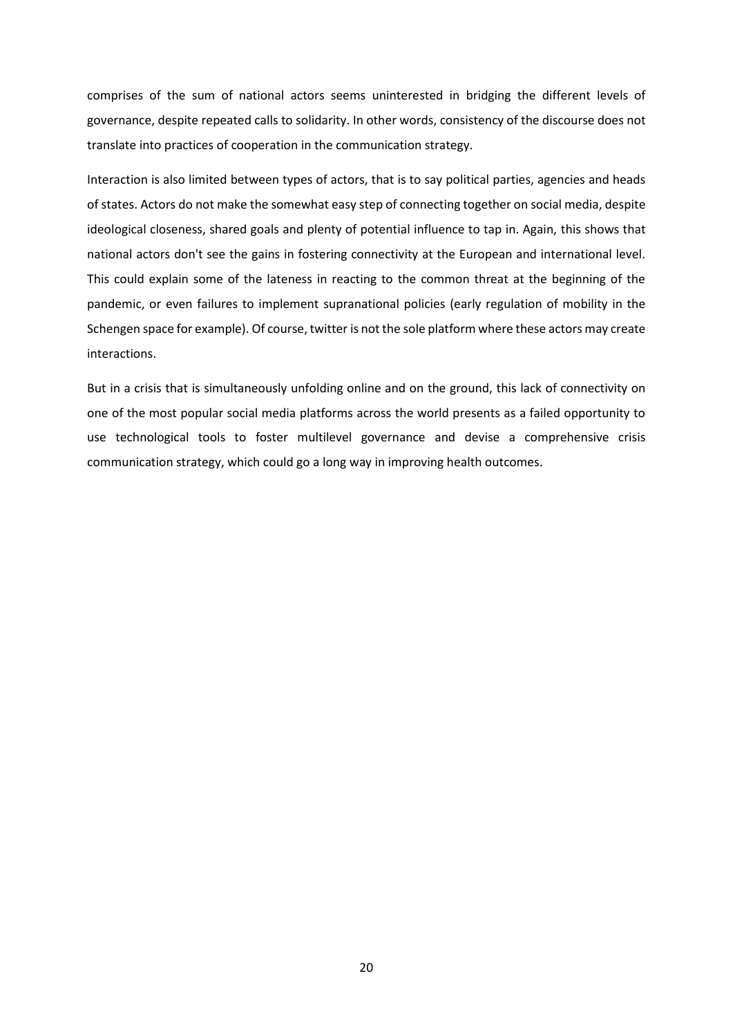comprises of the sum of national actors seems uninterested in bridging the different levels of governance, despite repeated calls to solidarity. In other words, consistency of the discourse does not translate into practices of cooperation in the communication strategy.

Interaction is also limited between types of actors, that is to say political parties, agencies and heads of states. Actors do not make the somewhat easy step of connecting together on social media, despite ideological closeness, shared goals and plenty of potential influence to tap in. Again, this shows that national actors don't see the gains in fostering connectivity at the European and international level. This could explain some of the lateness in reacting to the common threat at the beginning of the pandemic, or even failures to implement supranational policies (early regulation of mobility in the Schengen space for example). Of course, twitter is not the sole platform where these actors may create interactions.

But in a crisis that is simultaneously unfolding online and on the ground, this lack of connectivity on one of the most popular social media platforms across the world presents as a failed opportunity to use technological tools to foster multilevel governance and devise a comprehensive crisis communication strategy, which could go a long way in improving health outcomes.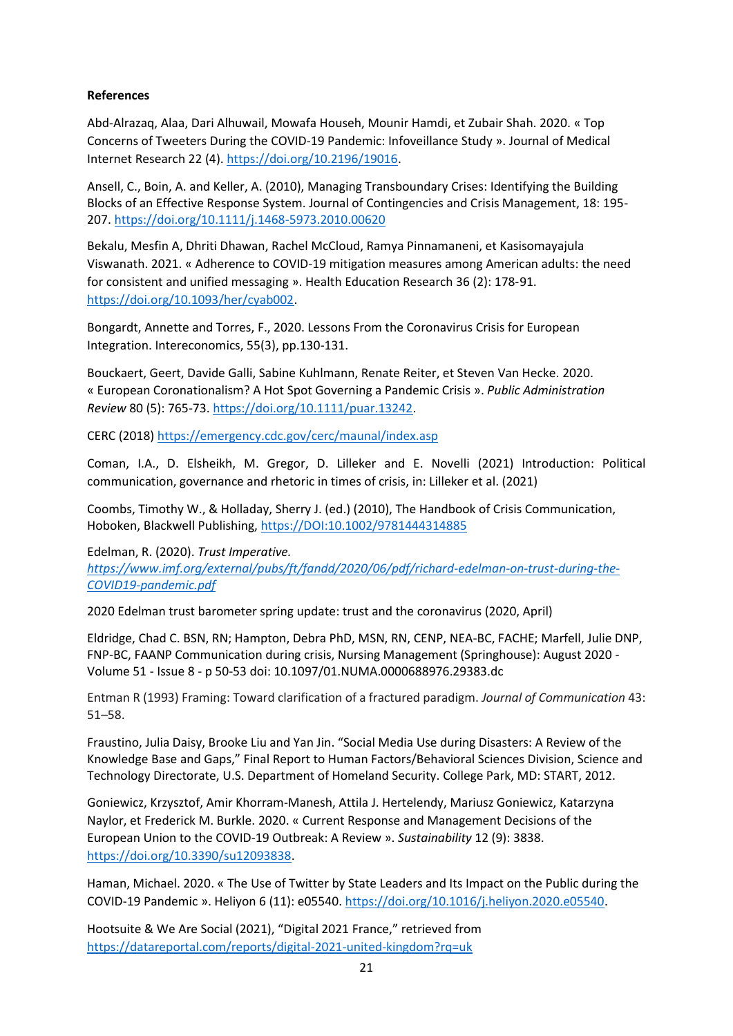**References**

Abd-Alrazaq, Alaa, Dari Alhuwail, Mowafa Househ, Mounir Hamdi, et Zubair Shah. 2020. « Top Concerns of Tweeters During the COVID-19 Pandemic: Infoveillance Study ». Journal of Medical Internet Research 22 (4). https://doi.org/10.2196/19016.

Ansell, C., Boin, A. and Keller, A. (2010), Managing Transboundary Crises: Identifying the Building Blocks of an Effective Response System. Journal of Contingencies and Crisis Management, 18: 195-207. https://doi.org/10.1111/j.1468-5973.2010.00620

Bekalu, Mesfin A, Dhriti Dhawan, Rachel McCloud, Ramya Pinnamaneni, et Kasisomayajula Viswanath. 2021. « Adherence to COVID-19 mitigation measures among American adults: the need for consistent and unified messaging ». Health Education Research 36 (2): 178-91. https://doi.org/10.1093/her/cyab002.

Bongardt, Annette and Torres, F., 2020. Lessons From the Coronavirus Crisis for European Integration. Intereconomics, 55(3), pp.130-131.

Bouckaert, Geert, Davide Galli, Sabine Kuhlmann, Renate Reiter, et Steven Van Hecke. 2020. « European Coronationalism? A Hot Spot Governing a Pandemic Crisis ». *Public Administration Review* 80 (5): 765-73. https://doi.org/10.1111/puar.13242.

CERC (2018) https://emergency.cdc.gov/cerc/maunal/index.asp

Coman, I.A., D. Elsheikh, M. Gregor, D. Lilleker and E. Novelli (2021) Introduction: Political communication, governance and rhetoric in times of crisis, in: Lilleker et al. (2021)

Coombs, Timothy W., & Holladay, Sherry J. (ed.) (2010), The Handbook of Crisis Communication, Hoboken, Blackwell Publishing, https://DOI:10.1002/9781444314885

Edelman, R. (2020). *Trust Imperative.* *https://www.imf.org/external/pubs/ft/fandd/2020/06/pdf/richard-edelman-on-trust-during-the-COVID19-pandemic.pdf*

2020 Edelman trust barometer spring update: trust and the coronavirus (2020, April)

Eldridge, Chad C. BSN, RN; Hampton, Debra PhD, MSN, RN, CENP, NEA-BC, FACHE; Marfell, Julie DNP, FNP-BC, FAANP Communication during crisis, Nursing Management (Springhouse): August 2020 - Volume 51 - Issue 8 - p 50-53 doi: 10.1097/01.NUMA.0000688976.29383.dc

Entman R (1993) Framing: Toward clarification of a fractured paradigm. *Journal of Communication* 43: 51–58.

Fraustino, Julia Daisy, Brooke Liu and Yan Jin. "Social Media Use during Disasters: A Review of the Knowledge Base and Gaps," Final Report to Human Factors/Behavioral Sciences Division, Science and Technology Directorate, U.S. Department of Homeland Security. College Park, MD: START, 2012.

Goniewicz, Krzysztof, Amir Khorram-Manesh, Attila J. Hertelendy, Mariusz Goniewicz, Katarzyna Naylor, et Frederick M. Burkle. 2020. « Current Response and Management Decisions of the European Union to the COVID-19 Outbreak: A Review ». *Sustainability* 12 (9): 3838. https://doi.org/10.3390/su12093838.

Haman, Michael. 2020. « The Use of Twitter by State Leaders and Its Impact on the Public during the COVID-19 Pandemic ». Heliyon 6 (11): e05540. https://doi.org/10.1016/j.heliyon.2020.e05540.

Hootsuite & We Are Social (2021), "Digital 2021 France," retrieved from https://datareportal.com/reports/digital-2021-united-kingdom?rq=uk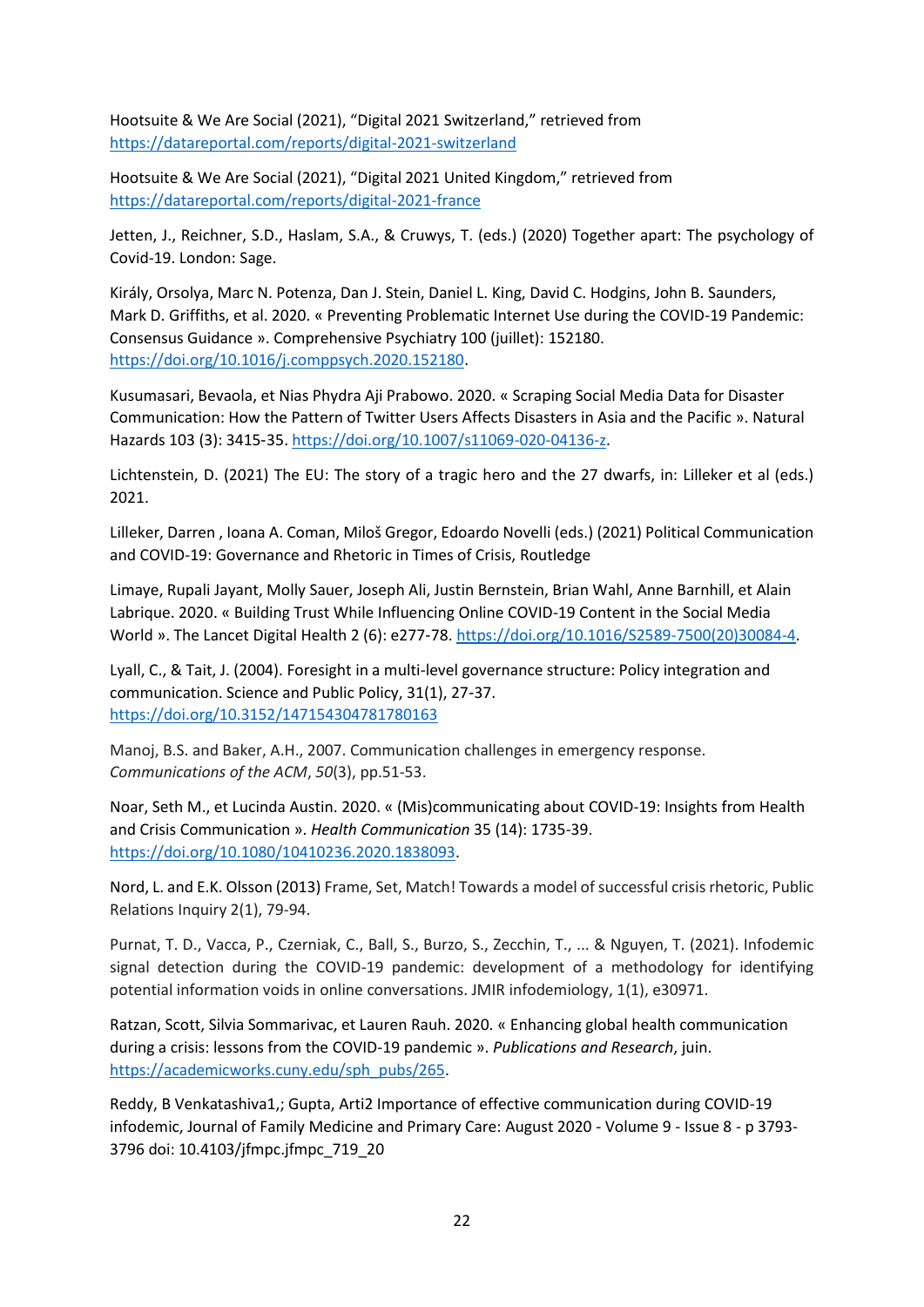Hootsuite & We Are Social (2021), "Digital 2021 Switzerland," retrieved from https://datareportal.com/reports/digital-2021-switzerland

Hootsuite & We Are Social (2021), "Digital 2021 United Kingdom," retrieved from https://datareportal.com/reports/digital-2021-france

Jetten, J., Reichner, S.D., Haslam, S.A., & Cruwys, T. (eds.) (2020) Together apart: The psychology of Covid-19. London: Sage.

Király, Orsolya, Marc N. Potenza, Dan J. Stein, Daniel L. King, David C. Hodgins, John B. Saunders, Mark D. Griffiths, et al. 2020. « Preventing Problematic Internet Use during the COVID-19 Pandemic: Consensus Guidance ». Comprehensive Psychiatry 100 (juillet): 152180. https://doi.org/10.1016/j.comppsych.2020.152180.

Kusumasari, Bevaola, et Nias Phydra Aji Prabowo. 2020. « Scraping Social Media Data for Disaster Communication: How the Pattern of Twitter Users Affects Disasters in Asia and the Pacific ». Natural Hazards 103 (3): 3415-35. https://doi.org/10.1007/s11069-020-04136-z.

Lichtenstein, D. (2021) The EU: The story of a tragic hero and the 27 dwarfs, in: Lilleker et al (eds.) 2021.

Lilleker, Darren , Ioana A. Coman, Miloš Gregor, Edoardo Novelli (eds.) (2021) Political Communication and COVID-19: Governance and Rhetoric in Times of Crisis, Routledge

Limaye, Rupali Jayant, Molly Sauer, Joseph Ali, Justin Bernstein, Brian Wahl, Anne Barnhill, et Alain Labrique. 2020. « Building Trust While Influencing Online COVID-19 Content in the Social Media World ». The Lancet Digital Health 2 (6): e277-78. https://doi.org/10.1016/S2589-7500(20)30084-4.

Lyall, C., & Tait, J. (2004). Foresight in a multi-level governance structure: Policy integration and communication. Science and Public Policy, 31(1), 27-37. https://doi.org/10.3152/147154304781780163

Manoj, B.S. and Baker, A.H., 2007. Communication challenges in emergency response. *Communications of the ACM*, *50*(3), pp.51-53.

Noar, Seth M., et Lucinda Austin. 2020. « (Mis)communicating about COVID-19: Insights from Health and Crisis Communication ». *Health Communication* 35 (14): 1735-39. https://doi.org/10.1080/10410236.2020.1838093.

Nord, L. and E.K. Olsson (2013) Frame, Set, Match! Towards a model of successful crisis rhetoric, Public Relations Inquiry 2(1), 79-94.

Purnat, T. D., Vacca, P., Czerniak, C., Ball, S., Burzo, S., Zecchin, T., ... & Nguyen, T. (2021). Infodemic signal detection during the COVID-19 pandemic: development of a methodology for identifying potential information voids in online conversations. JMIR infodemiology, 1(1), e30971.

Ratzan, Scott, Silvia Sommarivac, et Lauren Rauh. 2020. « Enhancing global health communication during a crisis: lessons from the COVID-19 pandemic ». *Publications and Research*, juin. https://academicworks.cuny.edu/sph_pubs/265.

Reddy, B Venkatashiva1,; Gupta, Arti2 Importance of effective communication during COVID-19 infodemic, Journal of Family Medicine and Primary Care: August 2020 - Volume 9 - Issue 8 - p 3793-3796 doi: 10.4103/jfmpc.jfmpc_719_20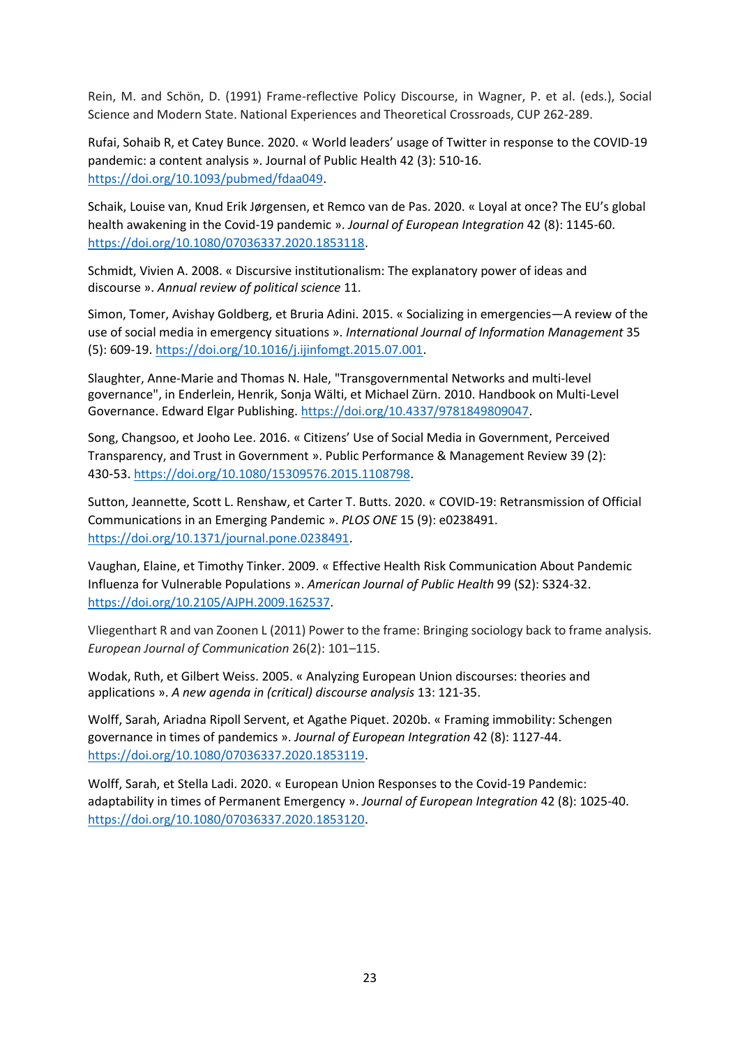Rein, M. and Schön, D. (1991) Frame-reflective Policy Discourse, in Wagner, P. et al. (eds.), Social Science and Modern State. National Experiences and Theoretical Crossroads, CUP 262-289.

Rufai, Sohaib R, et Catey Bunce. 2020. « World leaders' usage of Twitter in response to the COVID-19 pandemic: a content analysis ». Journal of Public Health 42 (3): 510-16. https://doi.org/10.1093/pubmed/fdaa049.

Schaik, Louise van, Knud Erik Jørgensen, et Remco van de Pas. 2020. « Loyal at once? The EU's global health awakening in the Covid-19 pandemic ». *Journal of European Integration* 42 (8): 1145-60. https://doi.org/10.1080/07036337.2020.1853118.

Schmidt, Vivien A. 2008. « Discursive institutionalism: The explanatory power of ideas and discourse ». *Annual review of political science* 11.

Simon, Tomer, Avishay Goldberg, et Bruria Adini. 2015. « Socializing in emergencies—A review of the use of social media in emergency situations ». *International Journal of Information Management* 35 (5): 609-19. https://doi.org/10.1016/j.ijinfomgt.2015.07.001.

Slaughter, Anne-Marie and Thomas N. Hale, "Transgovernmental Networks and multi-level governance", in Enderlein, Henrik, Sonja Wälti, et Michael Zürn. 2010. Handbook on Multi-Level Governance. Edward Elgar Publishing. https://doi.org/10.4337/9781849809047.

Song, Changsoo, et Jooho Lee. 2016. « Citizens' Use of Social Media in Government, Perceived Transparency, and Trust in Government ». Public Performance & Management Review 39 (2): 430-53. https://doi.org/10.1080/15309576.2015.1108798.

Sutton, Jeannette, Scott L. Renshaw, et Carter T. Butts. 2020. « COVID-19: Retransmission of Official Communications in an Emerging Pandemic ». *PLOS ONE* 15 (9): e0238491. https://doi.org/10.1371/journal.pone.0238491.

Vaughan, Elaine, et Timothy Tinker. 2009. « Effective Health Risk Communication About Pandemic Influenza for Vulnerable Populations ». *American Journal of Public Health* 99 (S2): S324-32. https://doi.org/10.2105/AJPH.2009.162537.

Vliegenthart R and van Zoonen L (2011) Power to the frame: Bringing sociology back to frame analysis. *European Journal of Communication* 26(2): 101–115.

Wodak, Ruth, et Gilbert Weiss. 2005. « Analyzing European Union discourses: theories and applications ». *A new agenda in (critical) discourse analysis* 13: 121-35.

Wolff, Sarah, Ariadna Ripoll Servent, et Agathe Piquet. 2020b. « Framing immobility: Schengen governance in times of pandemics ». *Journal of European Integration* 42 (8): 1127-44. https://doi.org/10.1080/07036337.2020.1853119.

Wolff, Sarah, et Stella Ladi. 2020. « European Union Responses to the Covid-19 Pandemic: adaptability in times of Permanent Emergency ». *Journal of European Integration* 42 (8): 1025-40. https://doi.org/10.1080/07036337.2020.1853120.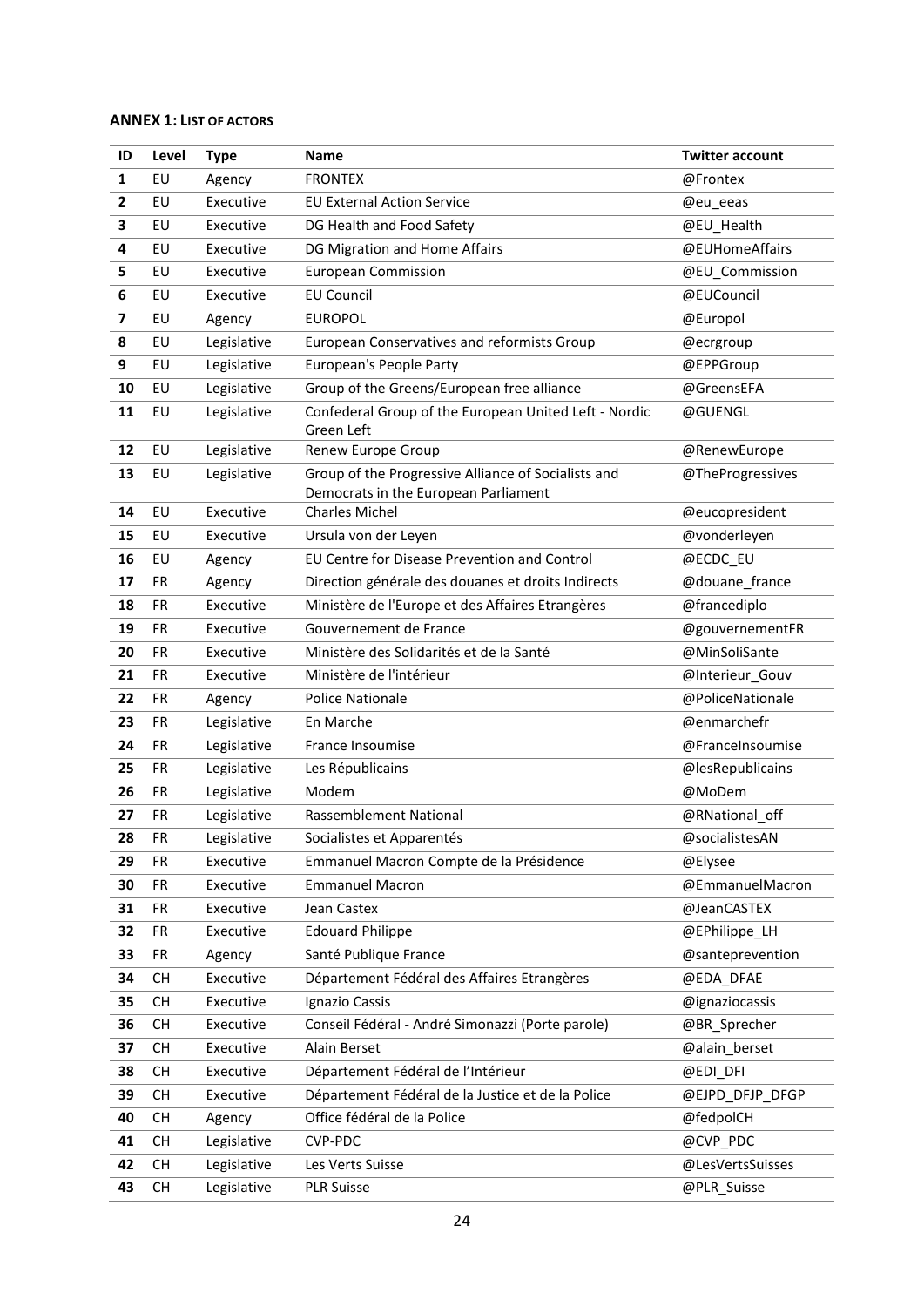**ANNEX 1: LIST OF ACTORS**

| ID | Level | Type | Name | Twitter account |
|---|---|---|---|---|
| 1 | EU | Agency | FRONTEX | @Frontex |
| 2 | EU | Executive | EU External Action Service | @eu_eeas |
| 3 | EU | Executive | DG Health and Food Safety | @EU_Health |
| 4 | EU | Executive | DG Migration and Home Affairs | @EUHomeAffairs |
| 5 | EU | Executive | European Commission | @EU_Commission |
| 6 | EU | Executive | EU Council | @EUCouncil |
| 7 | EU | Agency | EUROPOL | @Europol |
| 8 | EU | Legislative | European Conservatives and reformists Group | @ecrgroup |
| 9 | EU | Legislative | European's People Party | @EPPGroup |
| 10 | EU | Legislative | Group of the Greens/European free alliance | @GreensEFA |
| 11 | EU | Legislative | Confederal Group of the European United Left - Nordic Green Left | @GUENGL |
| 12 | EU | Legislative | Renew Europe Group | @RenewEurope |
| 13 | EU | Legislative | Group of the Progressive Alliance of Socialists and Democrats in the European Parliament | @TheProgressives |
| 14 | EU | Executive | Charles Michel | @eucopresident |
| 15 | EU | Executive | Ursula von der Leyen | @vonderleyen |
| 16 | EU | Agency | EU Centre for Disease Prevention and Control | @ECDC_EU |
| 17 | FR | Agency | Direction générale des douanes et droits Indirects | @douane_france |
| 18 | FR | Executive | Ministère de l'Europe et des Affaires Etrangères | @francediplo |
| 19 | FR | Executive | Gouvernement de France | @gouvernementFR |
| 20 | FR | Executive | Ministère des Solidarités et de la Santé | @MinSoliSante |
| 21 | FR | Executive | Ministère de l'intérieur | @Interieur_Gouv |
| 22 | FR | Agency | Police Nationale | @PoliceNationale |
| 23 | FR | Legislative | En Marche | @enmarchefr |
| 24 | FR | Legislative | France Insoumise | @FranceInsoumise |
| 25 | FR | Legislative | Les Républicains | @lesRepublicains |
| 26 | FR | Legislative | Modem | @MoDem |
| 27 | FR | Legislative | Rassemblement National | @RNational_off |
| 28 | FR | Legislative | Socialistes et Apparentés | @socialistesAN |
| 29 | FR | Executive | Emmanuel Macron Compte de la Présidence | @Elysee |
| 30 | FR | Executive | Emmanuel Macron | @EmmanuelMacron |
| 31 | FR | Executive | Jean Castex | @JeanCASTEX |
| 32 | FR | Executive | Edouard Philippe | @EPhilippe_LH |
| 33 | FR | Agency | Santé Publique France | @santeprevention |
| 34 | CH | Executive | Département Fédéral des Affaires Etrangères | @EDA_DFAE |
| 35 | CH | Executive | Ignazio Cassis | @ignaziocassis |
| 36 | CH | Executive | Conseil Fédéral - André Simonazzi (Porte parole) | @BR_Sprecher |
| 37 | CH | Executive | Alain Berset | @alain_berset |
| 38 | CH | Executive | Département Fédéral de l'Intérieur | @EDI_DFI |
| 39 | CH | Executive | Département Fédéral de la Justice et de la Police | @EJPD_DFJP_DFGP |
| 40 | CH | Agency | Office fédéral de la Police | @fedpolCH |
| 41 | CH | Legislative | CVP-PDC | @CVP_PDC |
| 42 | CH | Legislative | Les Verts Suisse | @LesVertsSuisses |
| 43 | CH | Legislative | PLR Suisse | @PLR_Suisse |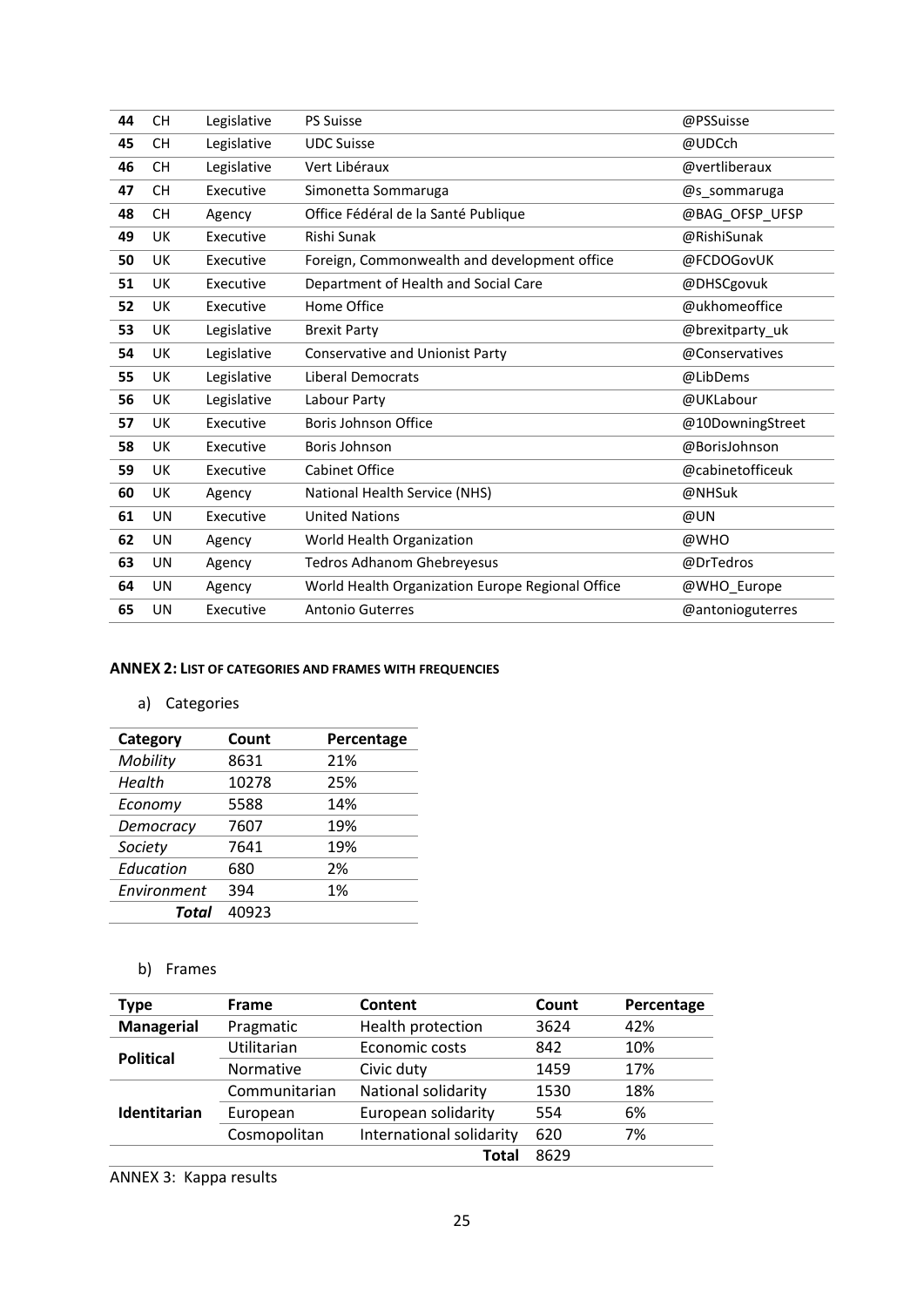| 44 | CH | Legislative | PS Suisse | @PSSuisse |
|---|---|---|---|---|
| 45 | CH | Legislative | UDC Suisse | @UDCch |
| 46 | CH | Legislative | Vert Libéraux | @vertliberaux |
| 47 | CH | Executive | Simonetta Sommaruga | @s_sommaruga |
| 48 | CH | Agency | Office Fédéral de la Santé Publique | @BAG_OFSP_UFSP |
| 49 | UK | Executive | Rishi Sunak | @RishiSunak |
| 50 | UK | Executive | Foreign, Commonwealth and development office | @FCDOGovUK |
| 51 | UK | Executive | Department of Health and Social Care | @DHSCgovuk |
| 52 | UK | Executive | Home Office | @ukhomeoffice |
| 53 | UK | Legislative | Brexit Party | @brexitparty_uk |
| 54 | UK | Legislative | Conservative and Unionist Party | @Conservatives |
| 55 | UK | Legislative | Liberal Democrats | @LibDems |
| 56 | UK | Legislative | Labour Party | @UKLabour |
| 57 | UK | Executive | Boris Johnson Office | @10DowningStreet |
| 58 | UK | Executive | Boris Johnson | @BorisJohnson |
| 59 | UK | Executive | Cabinet Office | @cabinetofficeuk |
| 60 | UK | Agency | National Health Service (NHS) | @NHSuk |
| 61 | UN | Executive | United Nations | @UN |
| 62 | UN | Agency | World Health Organization | @WHO |
| 63 | UN | Agency | Tedros Adhanom Ghebreyesus | @DrTedros |
| 64 | UN | Agency | World Health Organization Europe Regional Office | @WHO_Europe |
| 65 | UN | Executive | Antonio Guterres | @antonioguterres |

**ANNEX 2: LIST OF CATEGORIES AND FRAMES WITH FREQUENCIES**

a) Categories

| Category | Count | Percentage |
|---|---|---|
| *Mobility* | 8631 | 21% |
| *Health* | 10278 | 25% |
| *Economy* | 5588 | 14% |
| *Democracy* | 7607 | 19% |
| *Society* | 7641 | 19% |
| *Education* | 680 | 2% |
| *Environment* | 394 | 1% |
| ***Total*** | 40923 | |

b) Frames

| Type | Frame | Content | Count | Percentage |
|---|---|---|---|---|
| **Managerial** | Pragmatic | Health protection | 3624 | 42% |
| **Political** | Utilitarian | Economic costs | 842 | 10% |
| | Normative | Civic duty | 1459 | 17% |
| **Identitarian** | Communitarian | National solidarity | 1530 | 18% |
| | European | European solidarity | 554 | 6% |
| | Cosmopolitan | International solidarity | 620 | 7% |
| | | **Total** | 8629 | |

ANNEX 3: Kappa results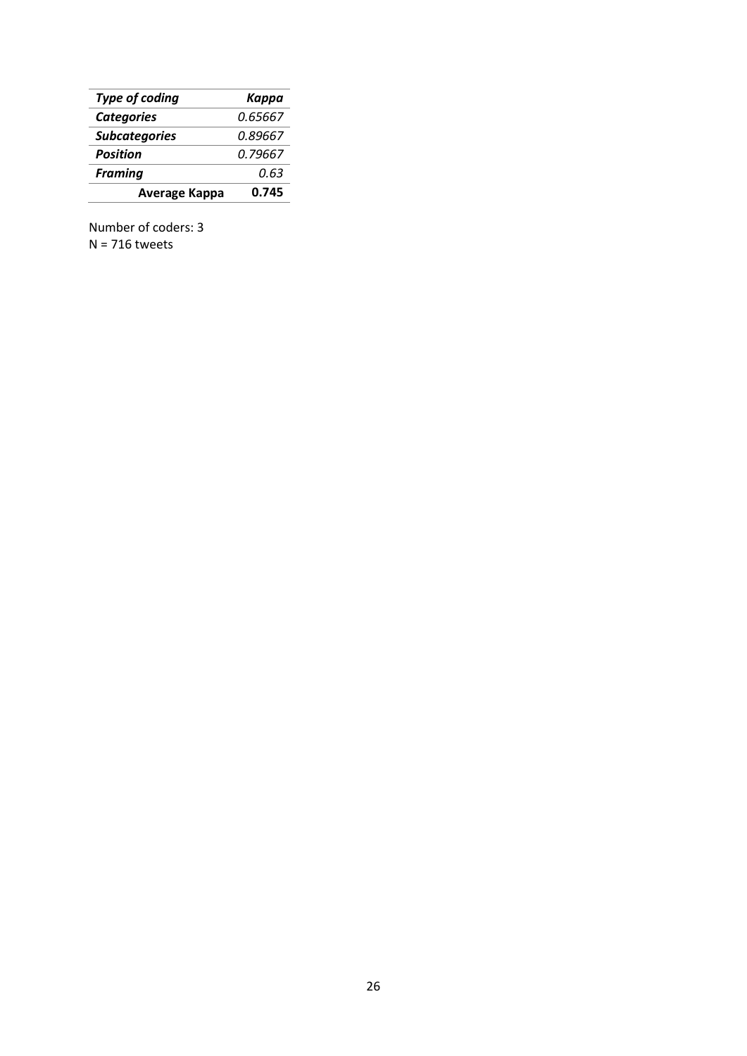| *Type of coding* | *Kappa* |
|---|---|
| ***Categories*** | *0.65667* |
| ***Subcategories*** | *0.89667* |
| ***Position*** | *0.79667* |
| ***Framing*** | *0.63* |
| **Average Kappa** | **0.745** |

Number of coders: 3
N = 716 tweets